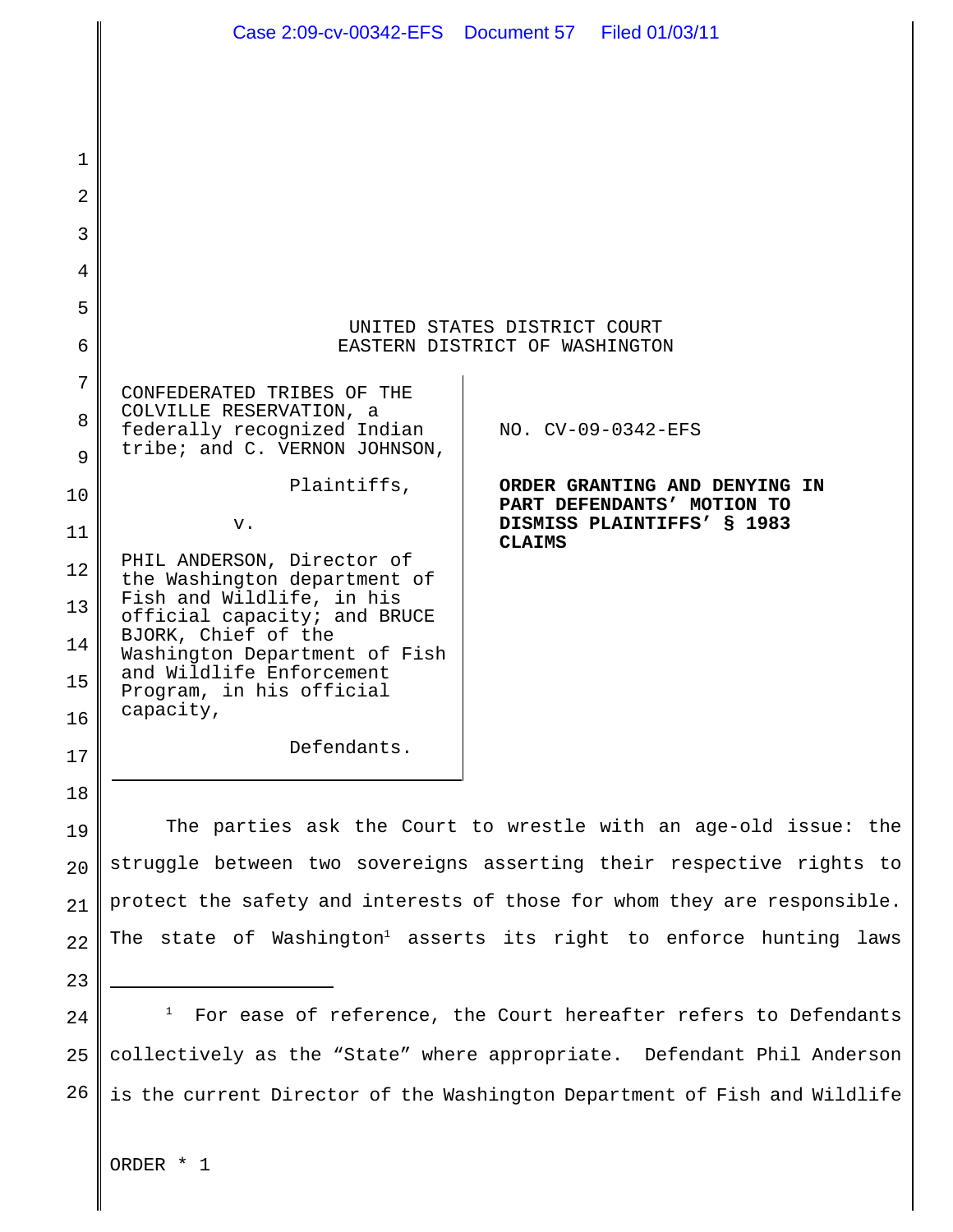UNITED STATES DISTRICT COURT
EASTERN DISTRICT OF WASHINGTON

| | |
|---|---|
| CONFEDERATED TRIBES OF THE COLVILLE RESERVATION, a federally recognized Indian tribe; and C. VERNON JOHNSON,<br><br>Plaintiffs,<br><br>v.<br><br>PHIL ANDERSON, Director of the Washington department of Fish and Wildlife, in his official capacity; and BRUCE BJORK, Chief of the Washington Department of Fish and Wildlife Enforcement Program, in his official capacity,<br><br>Defendants. | NO. CV-09-0342-EFS<br><br>**ORDER GRANTING AND DENYING IN PART DEFENDANTS' MOTION TO DISMISS PLAINTIFFS' § 1983 CLAIMS** |

The parties ask the Court to wrestle with an age-old issue: the struggle between two sovereigns asserting their respective rights to protect the safety and interests of those for whom they are responsible. The state of Washington[1] asserts its right to enforce hunting laws

---

[1] For ease of reference, the Court hereafter refers to Defendants collectively as the "State" where appropriate. Defendant Phil Anderson is the current Director of the Washington Department of Fish and Wildlife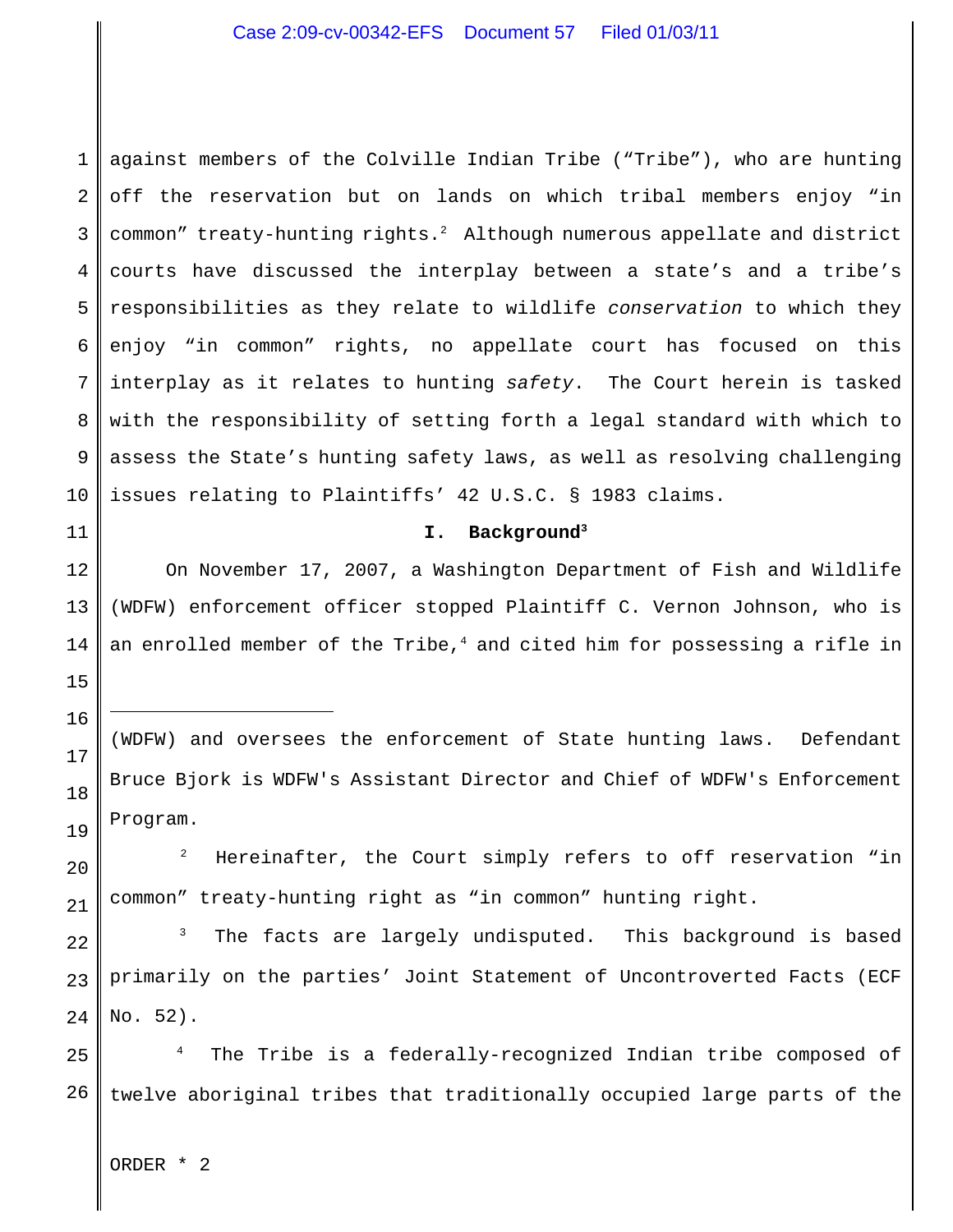against members of the Colville Indian Tribe ("Tribe"), who are hunting off the reservation but on lands on which tribal members enjoy "in common" treaty-hunting rights.[2] Although numerous appellate and district courts have discussed the interplay between a state's and a tribe's responsibilities as they relate to wildlife *conservation* to which they enjoy "in common" rights, no appellate court has focused on this interplay as it relates to hunting *safety*. The Court herein is tasked with the responsibility of setting forth a legal standard with which to assess the State's hunting safety laws, as well as resolving challenging issues relating to Plaintiffs' 42 U.S.C. § 1983 claims.

## I. Background[3]

On November 17, 2007, a Washington Department of Fish and Wildlife (WDFW) enforcement officer stopped Plaintiff C. Vernon Johnson, who is an enrolled member of the Tribe,[4] and cited him for possessing a rifle in

---

(WDFW) and oversees the enforcement of State hunting laws. Defendant Bruce Bjork is WDFW's Assistant Director and Chief of WDFW's Enforcement Program.

[2] Hereinafter, the Court simply refers to off reservation "in common" treaty-hunting right as "in common" hunting right.

[3] The facts are largely undisputed. This background is based primarily on the parties' Joint Statement of Uncontroverted Facts (ECF No. 52).

[4] The Tribe is a federally-recognized Indian tribe composed of twelve aboriginal tribes that traditionally occupied large parts of the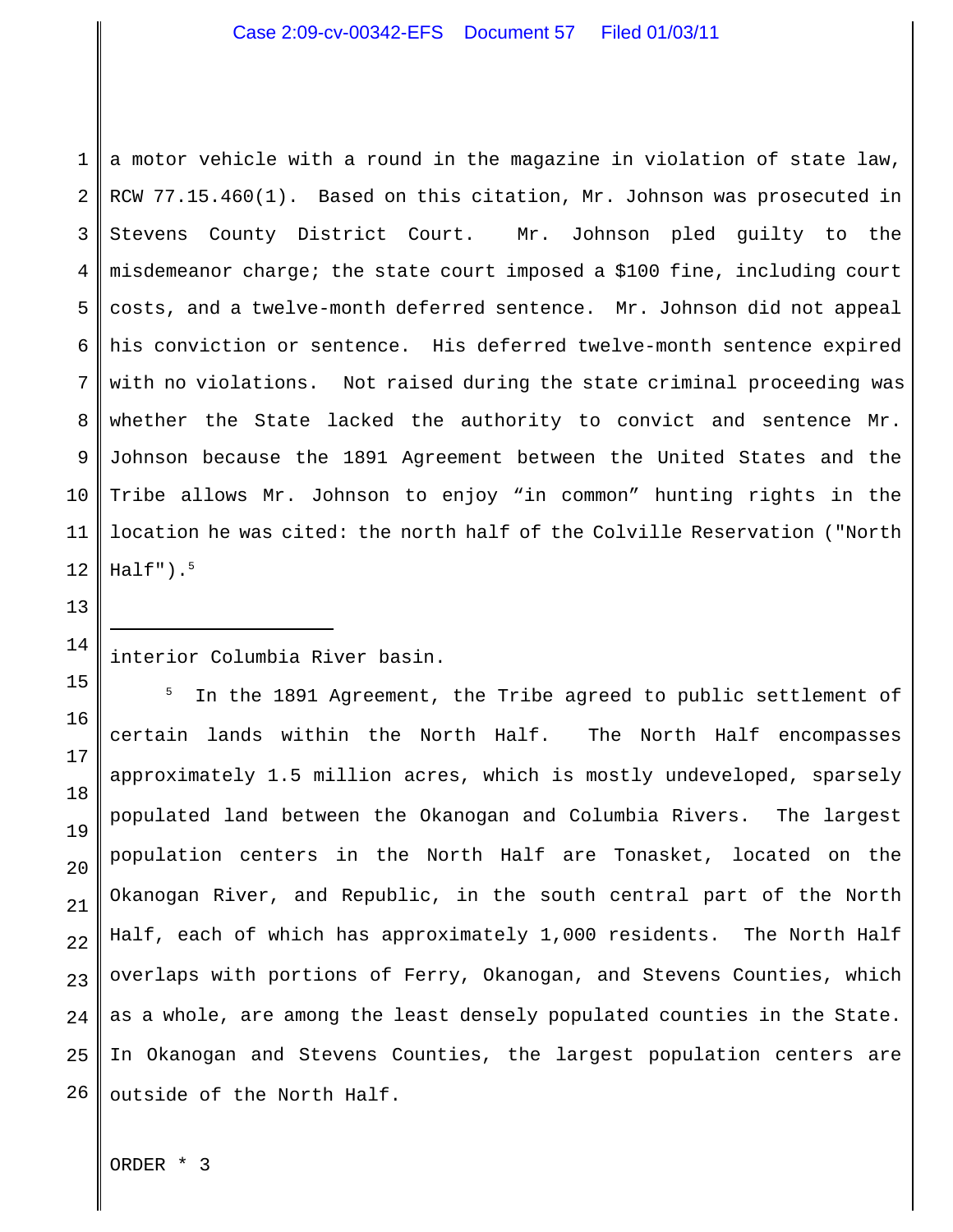a motor vehicle with a round in the magazine in violation of state law, RCW 77.15.460(1). Based on this citation, Mr. Johnson was prosecuted in Stevens County District Court. Mr. Johnson pled guilty to the misdemeanor charge; the state court imposed a $100 fine, including court costs, and a twelve-month deferred sentence. Mr. Johnson did not appeal his conviction or sentence. His deferred twelve-month sentence expired with no violations. Not raised during the state criminal proceeding was whether the State lacked the authority to convict and sentence Mr. Johnson because the 1891 Agreement between the United States and the Tribe allows Mr. Johnson to enjoy "in common" hunting rights in the location he was cited: the north half of the Colville Reservation ("North Half").[5]

---

interior Columbia River basin.

[5] In the 1891 Agreement, the Tribe agreed to public settlement of certain lands within the North Half. The North Half encompasses approximately 1.5 million acres, which is mostly undeveloped, sparsely populated land between the Okanogan and Columbia Rivers. The largest population centers in the North Half are Tonasket, located on the Okanogan River, and Republic, in the south central part of the North Half, each of which has approximately 1,000 residents. The North Half overlaps with portions of Ferry, Okanogan, and Stevens Counties, which as a whole, are among the least densely populated counties in the State. In Okanogan and Stevens Counties, the largest population centers are outside of the North Half.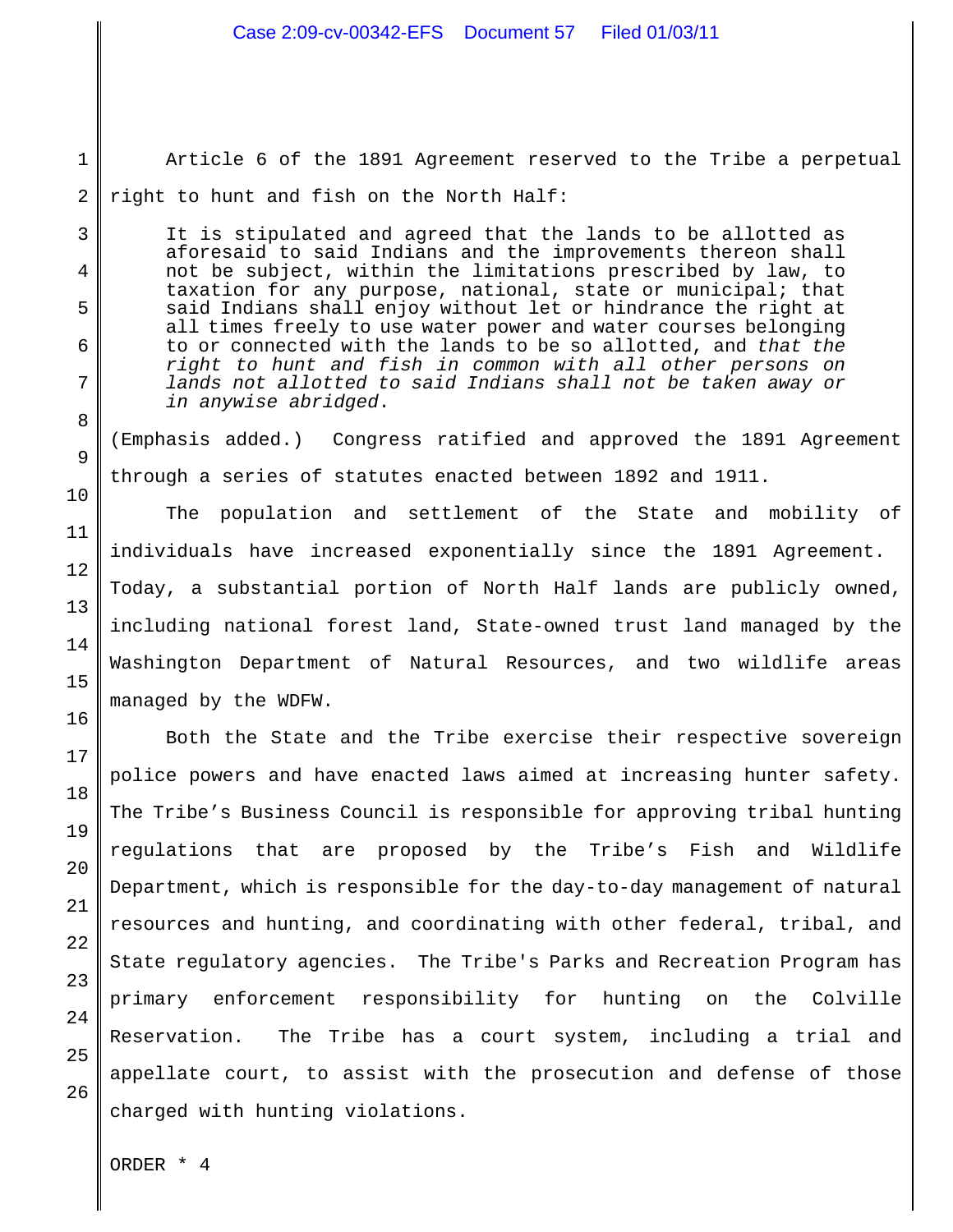Article 6 of the 1891 Agreement reserved to the Tribe a perpetual right to hunt and fish on the North Half:

> It is stipulated and agreed that the lands to be allotted as aforesaid to said Indians and the improvements thereon shall not be subject, within the limitations prescribed by law, to taxation for any purpose, national, state or municipal; that said Indians shall enjoy without let or hindrance the right at all times freely to use water power and water courses belonging to or connected with the lands to be so allotted, and *that the right to hunt and fish in common with all other persons on lands not allotted to said Indians shall not be taken away or in anywise abridged*.

(Emphasis added.) Congress ratified and approved the 1891 Agreement through a series of statutes enacted between 1892 and 1911.

The population and settlement of the State and mobility of individuals have increased exponentially since the 1891 Agreement. Today, a substantial portion of North Half lands are publicly owned, including national forest land, State-owned trust land managed by the Washington Department of Natural Resources, and two wildlife areas managed by the WDFW.

Both the State and the Tribe exercise their respective sovereign police powers and have enacted laws aimed at increasing hunter safety. The Tribe's Business Council is responsible for approving tribal hunting regulations that are proposed by the Tribe's Fish and Wildlife Department, which is responsible for the day-to-day management of natural resources and hunting, and coordinating with other federal, tribal, and State regulatory agencies. The Tribe's Parks and Recreation Program has primary enforcement responsibility for hunting on the Colville Reservation. The Tribe has a court system, including a trial and appellate court, to assist with the prosecution and defense of those charged with hunting violations.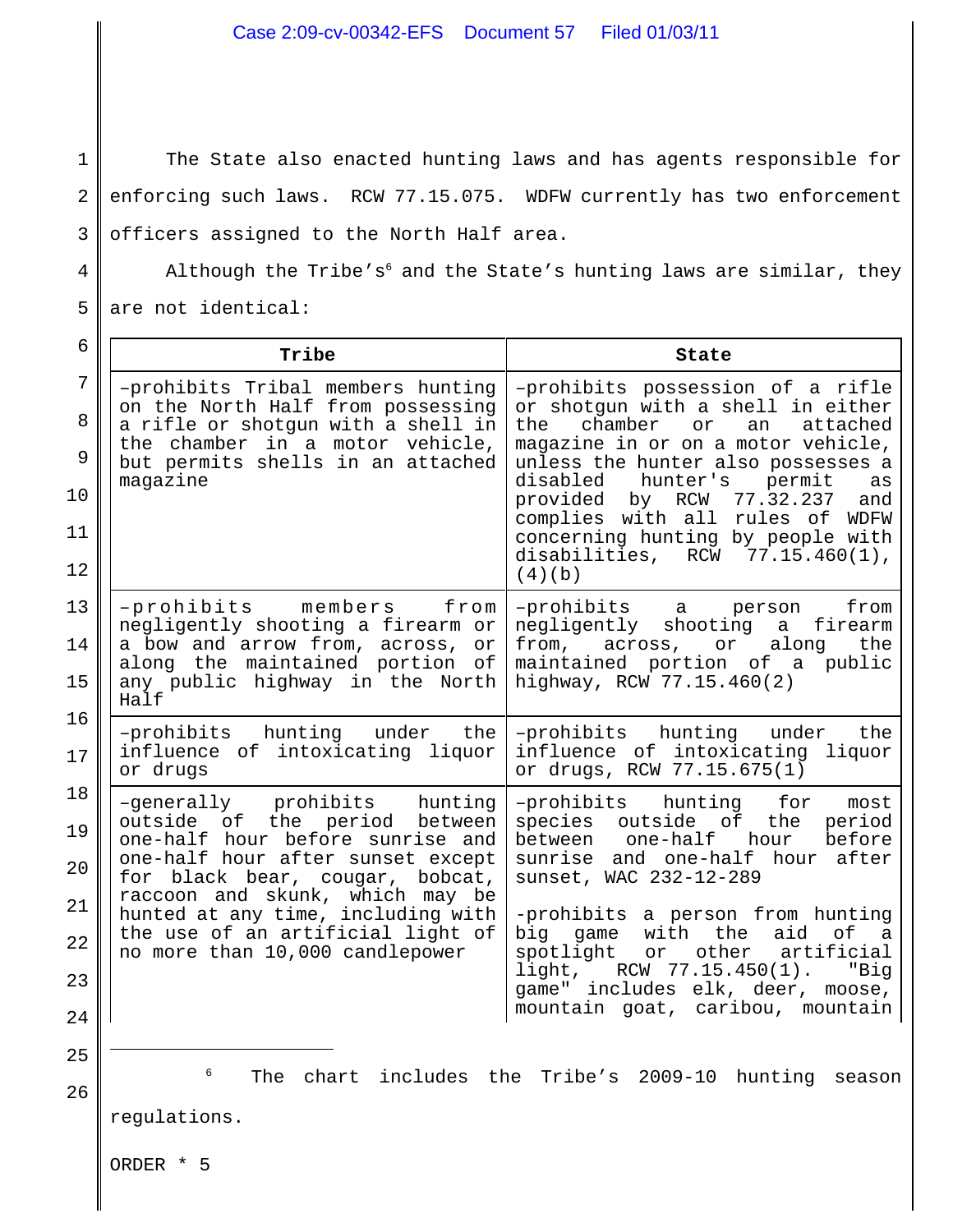The State also enacted hunting laws and has agents responsible for enforcing such laws. RCW 77.15.075. WDFW currently has two enforcement officers assigned to the North Half area.

Although the Tribe's[6] and the State's hunting laws are similar, they are not identical:

| Tribe | State |
|---|---|
| –prohibits Tribal members hunting on the North Half from possessing a rifle or shotgun with a shell in the chamber in a motor vehicle, but permits shells in an attached magazine | –prohibits possession of a rifle or shotgun with a shell in either the chamber or an attached magazine in or on a motor vehicle, unless the hunter also possesses a disabled hunter's permit as provided by RCW 77.32.237 and complies with all rules of WDFW concerning hunting by people with disabilities, RCW 77.15.460(1), (4)(b) |
| –prohibits members from negligently shooting a firearm or a bow and arrow from, across, or along the maintained portion of any public highway in the North Half | –prohibits a person from negligently shooting a firearm from, across, or along the maintained portion of a public highway, RCW 77.15.460(2) |
| –prohibits hunting under the influence of intoxicating liquor or drugs | –prohibits hunting under the influence of intoxicating liquor or drugs, RCW 77.15.675(1) |
| –generally prohibits hunting outside of the period between one-half hour before sunrise and one-half hour after sunset except for black bear, cougar, bobcat, raccoon and skunk, which may be hunted at any time, including with the use of an artificial light of no more than 10,000 candlepower | –prohibits hunting for most species outside of the period between one-half hour before sunrise and one-half hour after sunset, WAC 232-12-289<br><br>-prohibits a person from hunting big game with the aid of a spotlight or other artificial light, RCW 77.15.450(1). "Big game" includes elk, deer, moose, mountain goat, caribou, mountain |

[6] The chart includes the Tribe's 2009-10 hunting season regulations.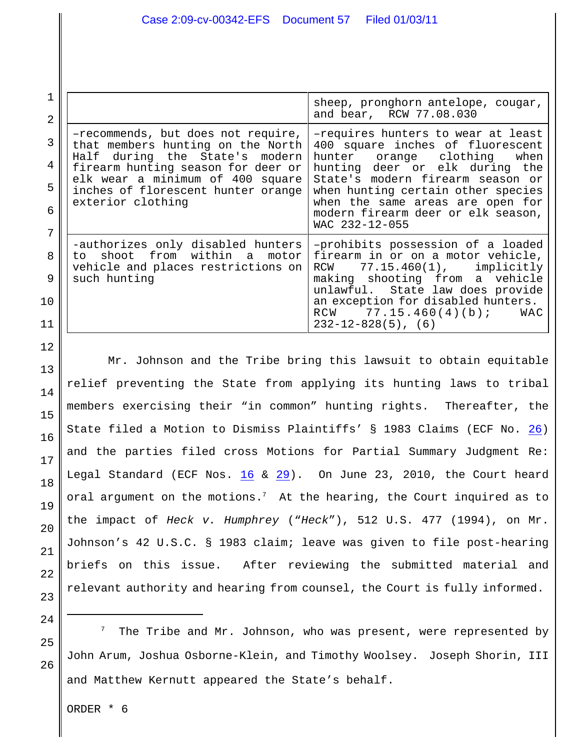| | |
|---|---|
| | sheep, pronghorn antelope, cougar, and bear, RCW 77.08.030 |
| –recommends, but does not require, that members hunting on the North Half during the State's modern firearm hunting season for deer or elk wear a minimum of 400 square inches of florescent hunter orange exterior clothing | –requires hunters to wear at least 400 square inches of fluorescent hunter orange clothing when hunting deer or elk during the State's modern firearm season or when hunting certain other species when the same areas are open for modern firearm deer or elk season, WAC 232-12-055 |
| -authorizes only disabled hunters to shoot from within a motor vehicle and places restrictions on such hunting | –prohibits possession of a loaded firearm in or on a motor vehicle, RCW 77.15.460(1), implicitly making shooting from a vehicle unlawful. State law does provide an exception for disabled hunters. RCW 77.15.460(4)(b); WAC 232-12-828(5), (6) |

Mr. Johnson and the Tribe bring this lawsuit to obtain equitable relief preventing the State from applying its hunting laws to tribal members exercising their "in common" hunting rights. Thereafter, the State filed a Motion to Dismiss Plaintiffs' § 1983 Claims (ECF No. 26) and the parties filed cross Motions for Partial Summary Judgment Re: Legal Standard (ECF Nos. 16 & 29). On June 23, 2010, the Court heard oral argument on the motions.[7] At the hearing, the Court inquired as to the impact of *Heck v. Humphrey* ("*Heck*"), 512 U.S. 477 (1994), on Mr. Johnson's 42 U.S.C. § 1983 claim; leave was given to file post-hearing briefs on this issue. After reviewing the submitted material and relevant authority and hearing from counsel, the Court is fully informed.

[7] The Tribe and Mr. Johnson, who was present, were represented by John Arum, Joshua Osborne-Klein, and Timothy Woolsey. Joseph Shorin, III and Matthew Kernutt appeared the State's behalf.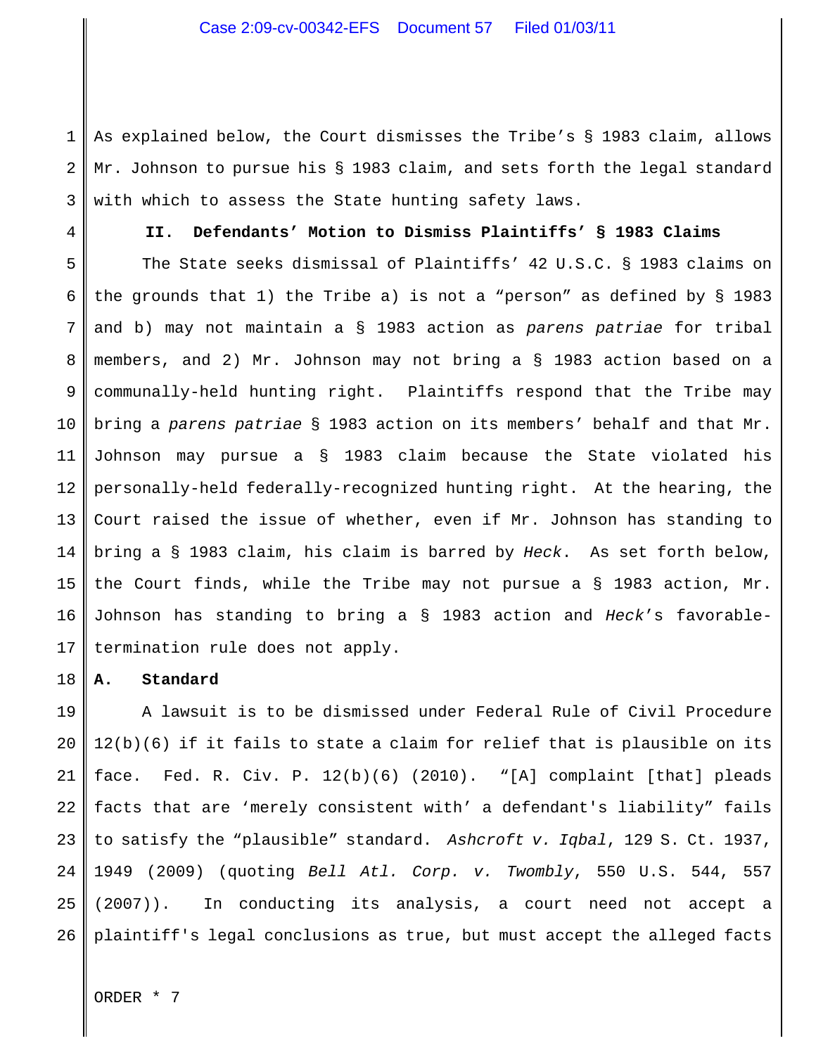As explained below, the Court dismisses the Tribe's § 1983 claim, allows Mr. Johnson to pursue his § 1983 claim, and sets forth the legal standard with which to assess the State hunting safety laws.

## II. Defendants' Motion to Dismiss Plaintiffs' § 1983 Claims

The State seeks dismissal of Plaintiffs' 42 U.S.C. § 1983 claims on the grounds that 1) the Tribe a) is not a "person" as defined by § 1983 and b) may not maintain a § 1983 action as *parens patriae* for tribal members, and 2) Mr. Johnson may not bring a § 1983 action based on a communally-held hunting right. Plaintiffs respond that the Tribe may bring a *parens patriae* § 1983 action on its members' behalf and that Mr. Johnson may pursue a § 1983 claim because the State violated his personally-held federally-recognized hunting right. At the hearing, the Court raised the issue of whether, even if Mr. Johnson has standing to bring a § 1983 claim, his claim is barred by *Heck*. As set forth below, the Court finds, while the Tribe may not pursue a § 1983 action, Mr. Johnson has standing to bring a § 1983 action and *Heck*'s favorable-termination rule does not apply.

### A. Standard

A lawsuit is to be dismissed under Federal Rule of Civil Procedure 12(b)(6) if it fails to state a claim for relief that is plausible on its face. Fed. R. Civ. P. 12(b)(6) (2010). "[A] complaint [that] pleads facts that are 'merely consistent with' a defendant's liability" fails to satisfy the "plausible" standard. *Ashcroft v. Iqbal*, 129 S. Ct. 1937, 1949 (2009) (quoting *Bell Atl. Corp. v. Twombly*, 550 U.S. 544, 557 (2007)). In conducting its analysis, a court need not accept a plaintiff's legal conclusions as true, but must accept the alleged facts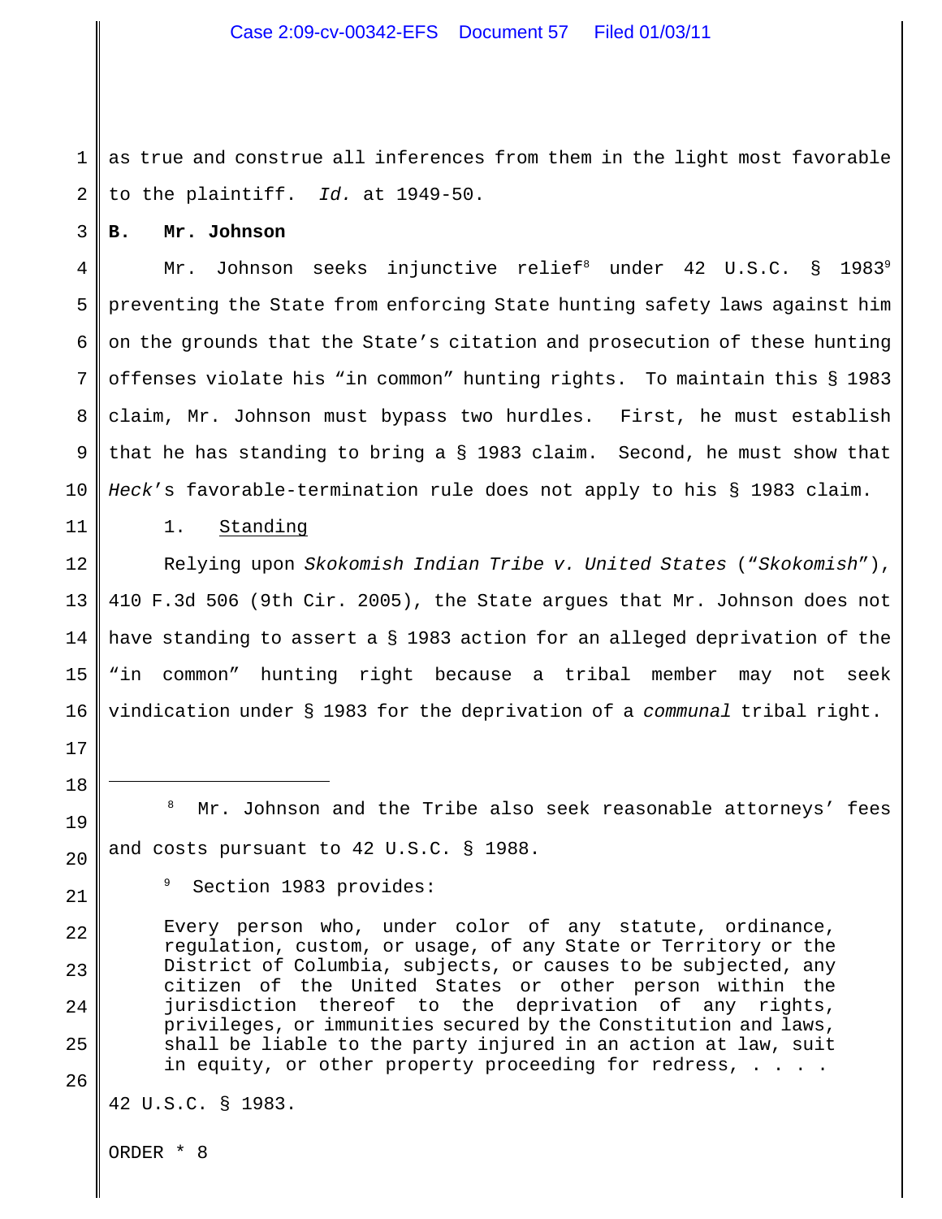as true and construe all inferences from them in the light most favorable to the plaintiff. *Id.* at 1949-50.

**B. Mr. Johnson**

Mr. Johnson seeks injunctive relief[8] under 42 U.S.C. § 1983[9] preventing the State from enforcing State hunting safety laws against him on the grounds that the State's citation and prosecution of these hunting offenses violate his "in common" hunting rights. To maintain this § 1983 claim, Mr. Johnson must bypass two hurdles. First, he must establish that he has standing to bring a § 1983 claim. Second, he must show that *Heck*'s favorable-termination rule does not apply to his § 1983 claim.

1. Standing

Relying upon *Skokomish Indian Tribe v. United States* ("*Skokomish*"), 410 F.3d 506 (9th Cir. 2005), the State argues that Mr. Johnson does not have standing to assert a § 1983 action for an alleged deprivation of the "in common" hunting right because a tribal member may not seek vindication under § 1983 for the deprivation of a *communal* tribal right.

---

[8] Mr. Johnson and the Tribe also seek reasonable attorneys' fees and costs pursuant to 42 U.S.C. § 1988.

[9] Section 1983 provides:

> Every person who, under color of any statute, ordinance, regulation, custom, or usage, of any State or Territory or the District of Columbia, subjects, or causes to be subjected, any citizen of the United States or other person within the jurisdiction thereof to the deprivation of any rights, privileges, or immunities secured by the Constitution and laws, shall be liable to the party injured in an action at law, suit in equity, or other property proceeding for redress, . . . .

42 U.S.C. § 1983.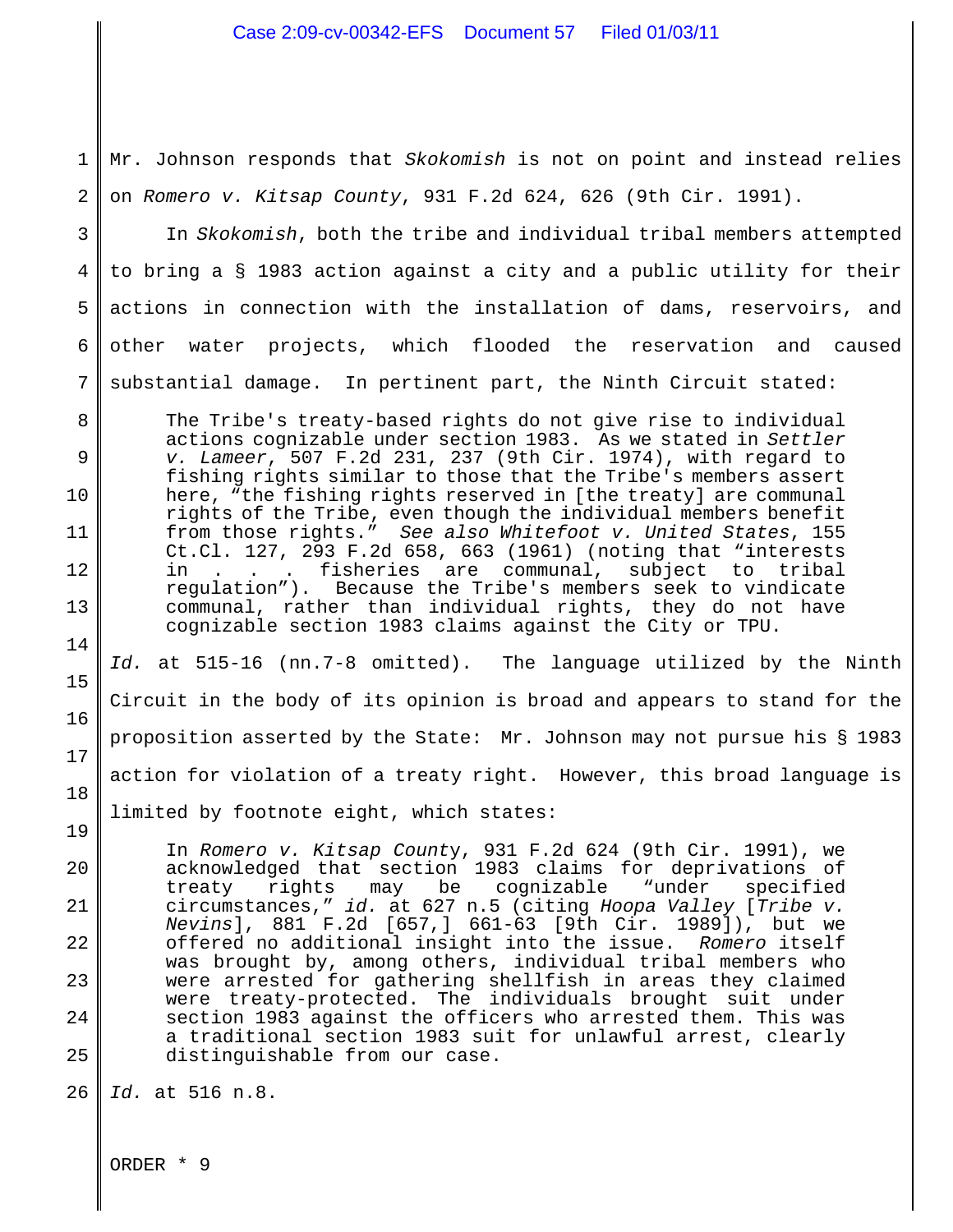Mr. Johnson responds that *Skokomish* is not on point and instead relies on *Romero v. Kitsap County*, 931 F.2d 624, 626 (9th Cir. 1991).

In *Skokomish*, both the tribe and individual tribal members attempted to bring a § 1983 action against a city and a public utility for their actions in connection with the installation of dams, reservoirs, and other water projects, which flooded the reservation and caused substantial damage. In pertinent part, the Ninth Circuit stated:

> The Tribe's treaty-based rights do not give rise to individual actions cognizable under section 1983. As we stated in *Settler v. Lameer*, 507 F.2d 231, 237 (9th Cir. 1974), with regard to fishing rights similar to those that the Tribe's members assert here, "the fishing rights reserved in [the treaty] are communal rights of the Tribe, even though the individual members benefit from those rights." *See also Whitefoot v. United States*, 155 Ct.Cl. 127, 293 F.2d 658, 663 (1961) (noting that "interests in . . . fisheries are communal, subject to tribal regulation"). Because the Tribe's members seek to vindicate communal, rather than individual rights, they do not have cognizable section 1983 claims against the City or TPU.

*Id.* at 515-16 (nn.7-8 omitted). The language utilized by the Ninth Circuit in the body of its opinion is broad and appears to stand for the proposition asserted by the State: Mr. Johnson may not pursue his § 1983 action for violation of a treaty right. However, this broad language is limited by footnote eight, which states:

> In *Romero v. Kitsap County*, 931 F.2d 624 (9th Cir. 1991), we acknowledged that section 1983 claims for deprivations of treaty rights may be cognizable "under specified circumstances," *id.* at 627 n.5 (citing *Hoopa Valley* [*Tribe v. Nevins*], 881 F.2d [657,] 661-63 [9th Cir. 1989]), but we offered no additional insight into the issue. *Romero* itself was brought by, among others, individual tribal members who were arrested for gathering shellfish in areas they claimed were treaty-protected. The individuals brought suit under section 1983 against the officers who arrested them. This was a traditional section 1983 suit for unlawful arrest, clearly distinguishable from our case.

*Id.* at 516 n.8.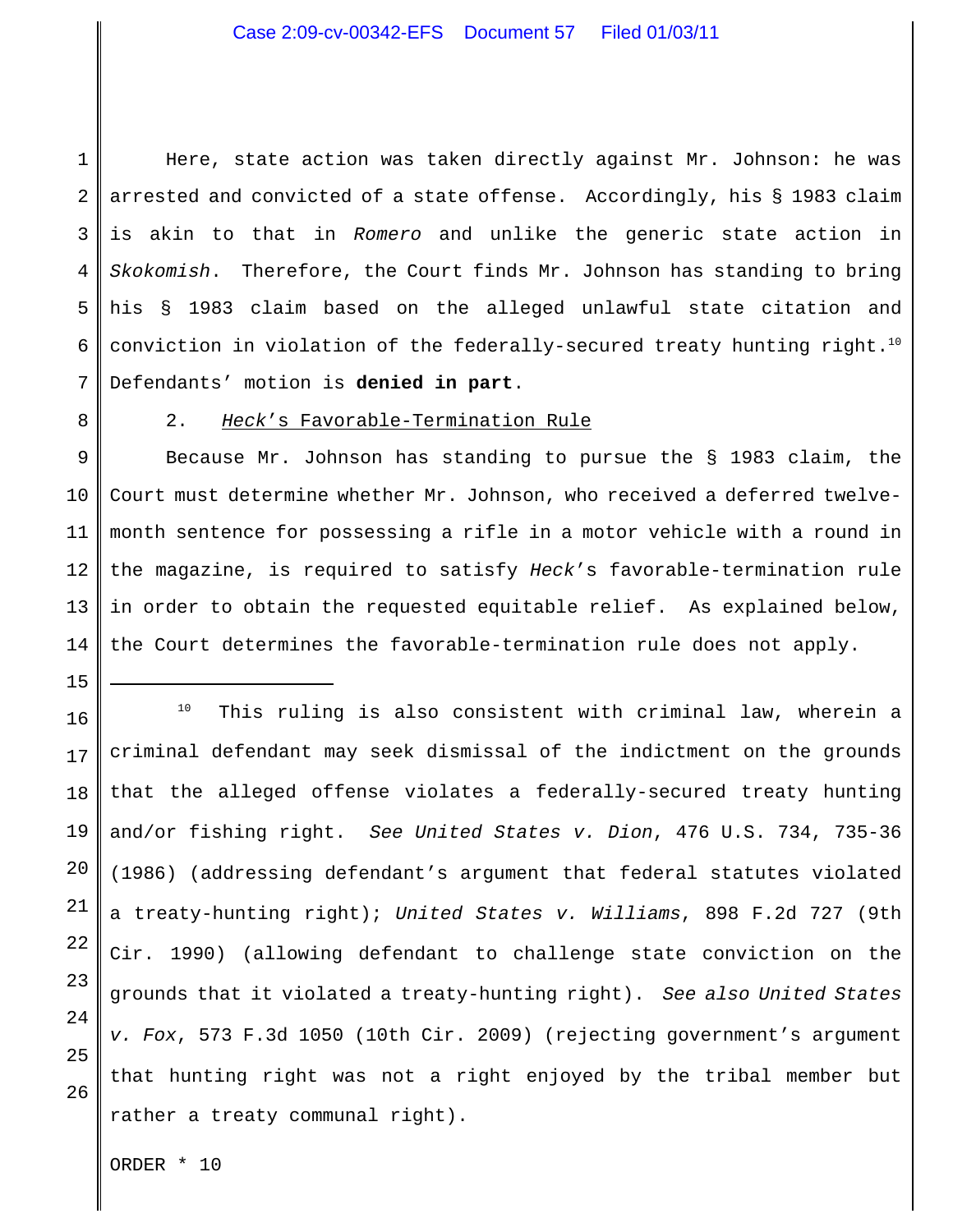Here, state action was taken directly against Mr. Johnson: he was arrested and convicted of a state offense. Accordingly, his § 1983 claim is akin to that in *Romero* and unlike the generic state action in *Skokomish*. Therefore, the Court finds Mr. Johnson has standing to bring his § 1983 claim based on the alleged unlawful state citation and conviction in violation of the federally-secured treaty hunting right.[10] Defendants' motion is **denied in part**.

2. *Heck*'s Favorable-Termination Rule

Because Mr. Johnson has standing to pursue the § 1983 claim, the Court must determine whether Mr. Johnson, who received a deferred twelve-month sentence for possessing a rifle in a motor vehicle with a round in the magazine, is required to satisfy *Heck*'s favorable-termination rule in order to obtain the requested equitable relief. As explained below, the Court determines the favorable-termination rule does not apply.

---

[10] This ruling is also consistent with criminal law, wherein a criminal defendant may seek dismissal of the indictment on the grounds that the alleged offense violates a federally-secured treaty hunting and/or fishing right. *See United States v. Dion*, 476 U.S. 734, 735-36 (1986) (addressing defendant's argument that federal statutes violated a treaty-hunting right); *United States v. Williams*, 898 F.2d 727 (9th Cir. 1990) (allowing defendant to challenge state conviction on the grounds that it violated a treaty-hunting right). *See also United States v. Fox*, 573 F.3d 1050 (10th Cir. 2009) (rejecting government's argument that hunting right was not a right enjoyed by the tribal member but rather a treaty communal right).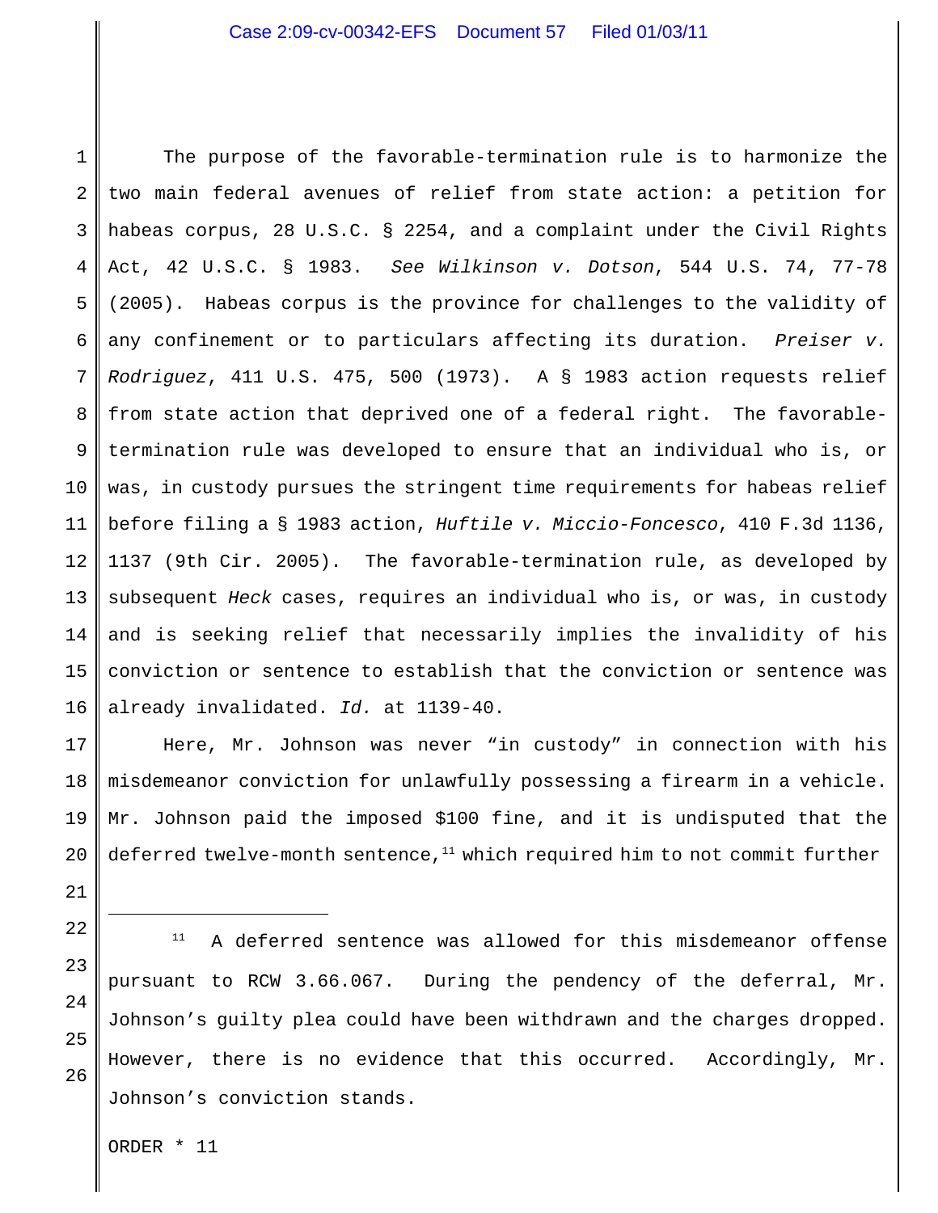The purpose of the favorable-termination rule is to harmonize the two main federal avenues of relief from state action: a petition for habeas corpus, 28 U.S.C. § 2254, and a complaint under the Civil Rights Act, 42 U.S.C. § 1983. *See Wilkinson v. Dotson*, 544 U.S. 74, 77-78 (2005). Habeas corpus is the province for challenges to the validity of any confinement or to particulars affecting its duration. *Preiser v. Rodriguez*, 411 U.S. 475, 500 (1973). A § 1983 action requests relief from state action that deprived one of a federal right. The favorable-termination rule was developed to ensure that an individual who is, or was, in custody pursues the stringent time requirements for habeas relief before filing a § 1983 action, *Huftile v. Miccio-Foncesco*, 410 F.3d 1136, 1137 (9th Cir. 2005). The favorable-termination rule, as developed by subsequent *Heck* cases, requires an individual who is, or was, in custody and is seeking relief that necessarily implies the invalidity of his conviction or sentence to establish that the conviction or sentence was already invalidated. *Id.* at 1139-40.

Here, Mr. Johnson was never "in custody" in connection with his misdemeanor conviction for unlawfully possessing a firearm in a vehicle. Mr. Johnson paid the imposed $100 fine, and it is undisputed that the deferred twelve-month sentence,[11] which required him to not commit further

---

[11] A deferred sentence was allowed for this misdemeanor offense pursuant to RCW 3.66.067. During the pendency of the deferral, Mr. Johnson's guilty plea could have been withdrawn and the charges dropped. However, there is no evidence that this occurred. Accordingly, Mr. Johnson's conviction stands.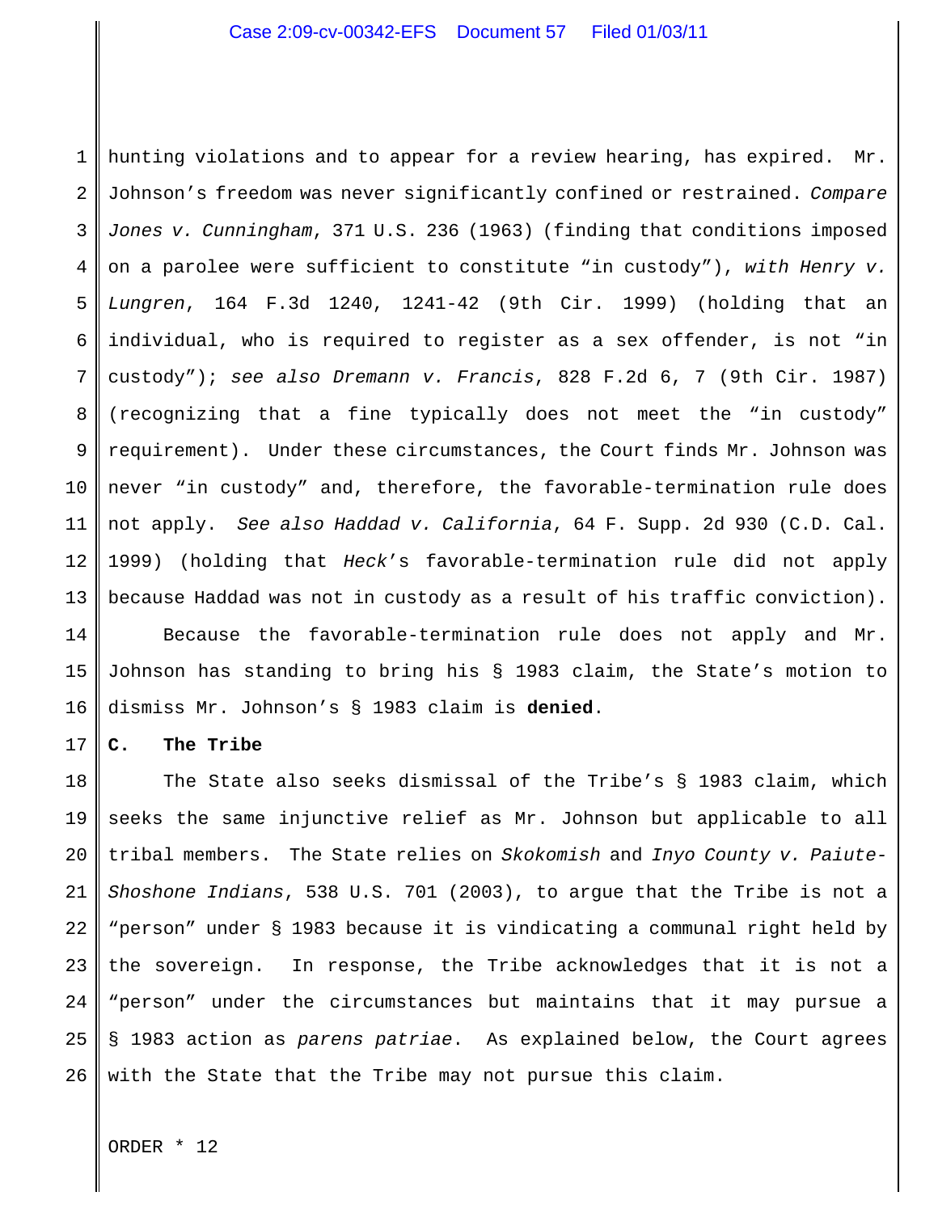hunting violations and to appear for a review hearing, has expired. Mr. Johnson's freedom was never significantly confined or restrained. *Compare Jones v. Cunningham*, 371 U.S. 236 (1963) (finding that conditions imposed on a parolee were sufficient to constitute "in custody"), *with Henry v. Lungren*, 164 F.3d 1240, 1241-42 (9th Cir. 1999) (holding that an individual, who is required to register as a sex offender, is not "in custody"); *see also Dremann v. Francis*, 828 F.2d 6, 7 (9th Cir. 1987) (recognizing that a fine typically does not meet the "in custody" requirement). Under these circumstances, the Court finds Mr. Johnson was never "in custody" and, therefore, the favorable-termination rule does not apply. *See also Haddad v. California*, 64 F. Supp. 2d 930 (C.D. Cal. 1999) (holding that *Heck*'s favorable-termination rule did not apply because Haddad was not in custody as a result of his traffic conviction).

Because the favorable-termination rule does not apply and Mr. Johnson has standing to bring his § 1983 claim, the State's motion to dismiss Mr. Johnson's § 1983 claim is **denied**.

### C. The Tribe

The State also seeks dismissal of the Tribe's § 1983 claim, which seeks the same injunctive relief as Mr. Johnson but applicable to all tribal members. The State relies on *Skokomish* and *Inyo County v. Paiute-Shoshone Indians*, 538 U.S. 701 (2003), to argue that the Tribe is not a "person" under § 1983 because it is vindicating a communal right held by the sovereign. In response, the Tribe acknowledges that it is not a "person" under the circumstances but maintains that it may pursue a § 1983 action as *parens patriae*. As explained below, the Court agrees with the State that the Tribe may not pursue this claim.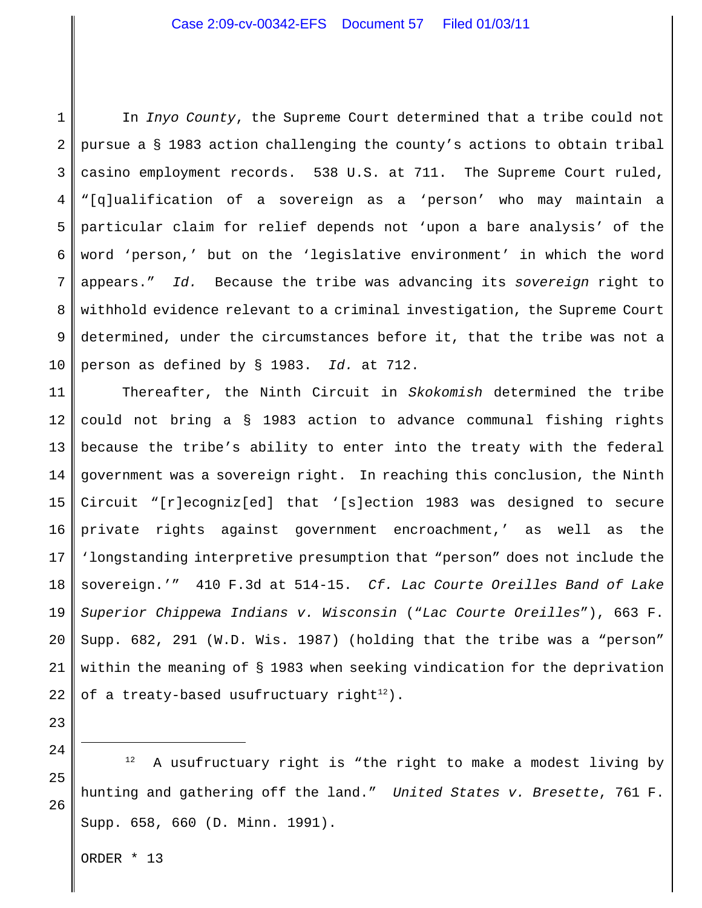In *Inyo County*, the Supreme Court determined that a tribe could not pursue a § 1983 action challenging the county's actions to obtain tribal casino employment records. 538 U.S. at 711. The Supreme Court ruled, "[q]ualification of a sovereign as a 'person' who may maintain a particular claim for relief depends not 'upon a bare analysis' of the word 'person,' but on the 'legislative environment' in which the word appears." *Id.* Because the tribe was advancing its *sovereign* right to withhold evidence relevant to a criminal investigation, the Supreme Court determined, under the circumstances before it, that the tribe was not a person as defined by § 1983. *Id.* at 712.

Thereafter, the Ninth Circuit in *Skokomish* determined the tribe could not bring a § 1983 action to advance communal fishing rights because the tribe's ability to enter into the treaty with the federal government was a sovereign right. In reaching this conclusion, the Ninth Circuit "[r]ecogniz[ed] that '[s]ection 1983 was designed to secure private rights against government encroachment,' as well as the 'longstanding interpretive presumption that "person" does not include the sovereign.'" 410 F.3d at 514-15. *Cf. Lac Courte Oreilles Band of Lake Superior Chippewa Indians v. Wisconsin* ("*Lac Courte Oreilles*"), 663 F. Supp. 682, 291 (W.D. Wis. 1987) (holding that the tribe was a "person" within the meaning of § 1983 when seeking vindication for the deprivation of a treaty-based usufructuary right[12]).

---

[12] A usufructuary right is "the right to make a modest living by hunting and gathering off the land." *United States v. Bresette*, 761 F. Supp. 658, 660 (D. Minn. 1991).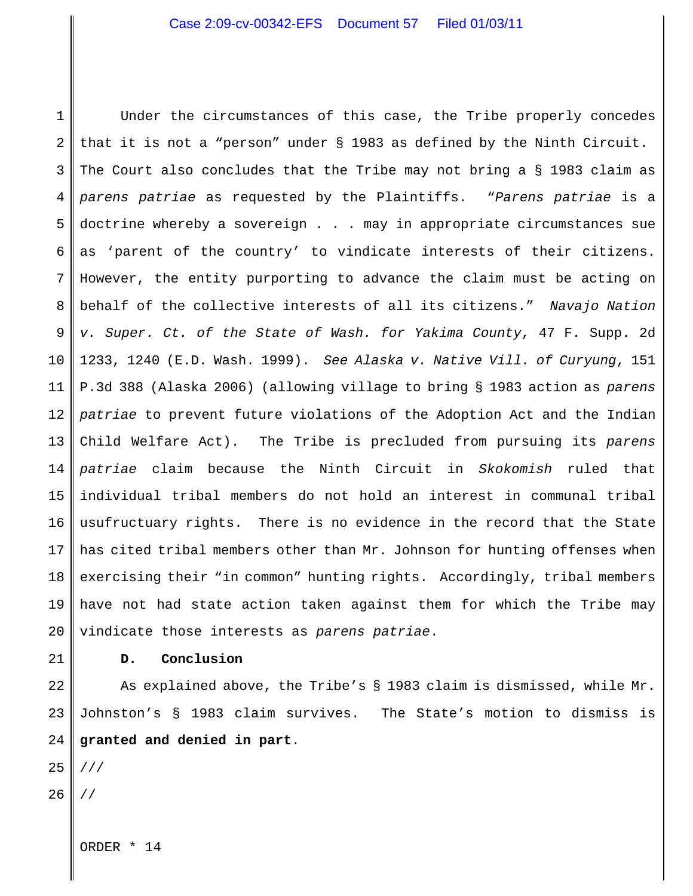Under the circumstances of this case, the Tribe properly concedes that it is not a "person" under § 1983 as defined by the Ninth Circuit. The Court also concludes that the Tribe may not bring a § 1983 claim as *parens patriae* as requested by the Plaintiffs. "*Parens patriae* is a doctrine whereby a sovereign . . . may in appropriate circumstances sue as 'parent of the country' to vindicate interests of their citizens. However, the entity purporting to advance the claim must be acting on behalf of the collective interests of all its citizens." *Navajo Nation v. Super. Ct. of the State of Wash. for Yakima County*, 47 F. Supp. 2d 1233, 1240 (E.D. Wash. 1999). *See Alaska v. Native Vill. of Curyung*, 151 P.3d 388 (Alaska 2006) (allowing village to bring § 1983 action as *parens patriae* to prevent future violations of the Adoption Act and the Indian Child Welfare Act). The Tribe is precluded from pursuing its *parens patriae* claim because the Ninth Circuit in *Skokomish* ruled that individual tribal members do not hold an interest in communal tribal usufructuary rights. There is no evidence in the record that the State has cited tribal members other than Mr. Johnson for hunting offenses when exercising their "in common" hunting rights. Accordingly, tribal members have not had state action taken against them for which the Tribe may vindicate those interests as *parens patriae*.

**D. Conclusion**

As explained above, the Tribe's § 1983 claim is dismissed, while Mr. Johnston's § 1983 claim survives. The State's motion to dismiss is **granted and denied in part**.

///

//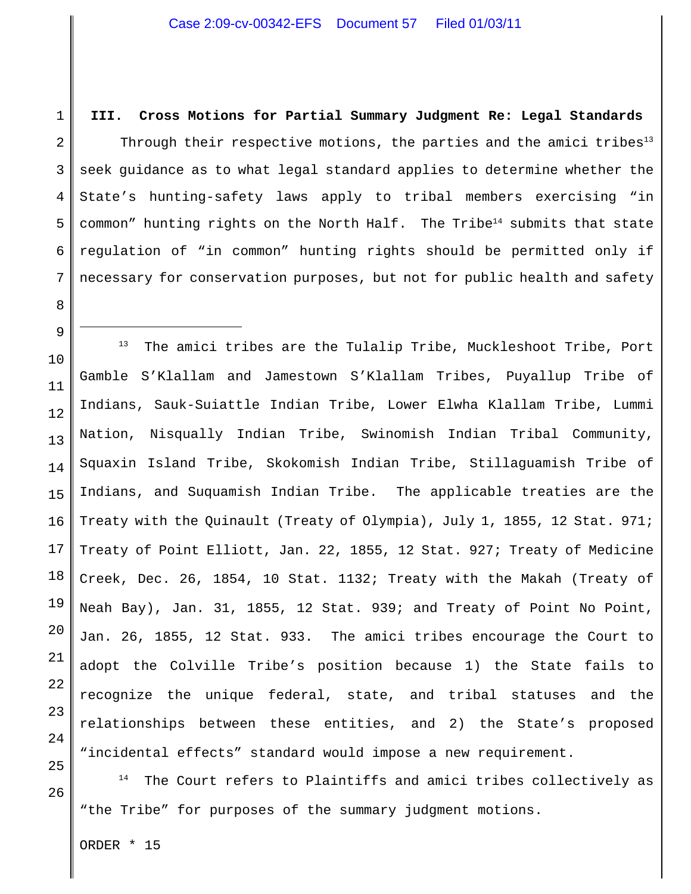## III. Cross Motions for Partial Summary Judgment Re: Legal Standards

Through their respective motions, the parties and the amici tribes[13] seek guidance as to what legal standard applies to determine whether the State's hunting-safety laws apply to tribal members exercising "in common" hunting rights on the North Half. The Tribe[14] submits that state regulation of "in common" hunting rights should be permitted only if necessary for conservation purposes, but not for public health and safety

---

[13] The amici tribes are the Tulalip Tribe, Muckleshoot Tribe, Port Gamble S'Klallam and Jamestown S'Klallam Tribes, Puyallup Tribe of Indians, Sauk-Suiattle Indian Tribe, Lower Elwha Klallam Tribe, Lummi Nation, Nisqually Indian Tribe, Swinomish Indian Tribal Community, Squaxin Island Tribe, Skokomish Indian Tribe, Stillaguamish Tribe of Indians, and Suquamish Indian Tribe. The applicable treaties are the Treaty with the Quinault (Treaty of Olympia), July 1, 1855, 12 Stat. 971; Treaty of Point Elliott, Jan. 22, 1855, 12 Stat. 927; Treaty of Medicine Creek, Dec. 26, 1854, 10 Stat. 1132; Treaty with the Makah (Treaty of Neah Bay), Jan. 31, 1855, 12 Stat. 939; and Treaty of Point No Point, Jan. 26, 1855, 12 Stat. 933. The amici tribes encourage the Court to adopt the Colville Tribe's position because 1) the State fails to recognize the unique federal, state, and tribal statuses and the relationships between these entities, and 2) the State's proposed "incidental effects" standard would impose a new requirement.

[14] The Court refers to Plaintiffs and amici tribes collectively as "the Tribe" for purposes of the summary judgment motions.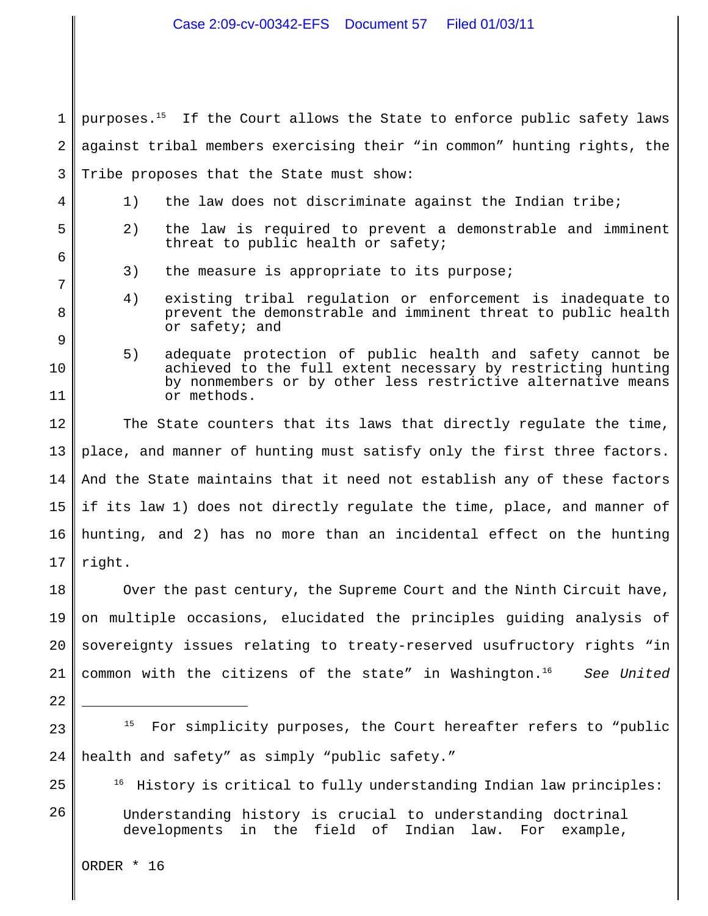purposes.[15] If the Court allows the State to enforce public safety laws against tribal members exercising their "in common" hunting rights, the Tribe proposes that the State must show:

1) the law does not discriminate against the Indian tribe;

2) the law is required to prevent a demonstrable and imminent threat to public health or safety;

3) the measure is appropriate to its purpose;

4) existing tribal regulation or enforcement is inadequate to prevent the demonstrable and imminent threat to public health or safety; and

5) adequate protection of public health and safety cannot be achieved to the full extent necessary by restricting hunting by nonmembers or by other less restrictive alternative means or methods.

The State counters that its laws that directly regulate the time, place, and manner of hunting must satisfy only the first three factors. And the State maintains that it need not establish any of these factors if its law 1) does not directly regulate the time, place, and manner of hunting, and 2) has no more than an incidental effect on the hunting right.

Over the past century, the Supreme Court and the Ninth Circuit have, on multiple occasions, elucidated the principles guiding analysis of sovereignty issues relating to treaty-reserved usufructory rights "in common with the citizens of the state" in Washington.[16] *See United*

---

[15] For simplicity purposes, the Court hereafter refers to "public health and safety" as simply "public safety."

[16] History is critical to fully understanding Indian law principles:

> Understanding history is crucial to understanding doctrinal developments in the field of Indian law. For example,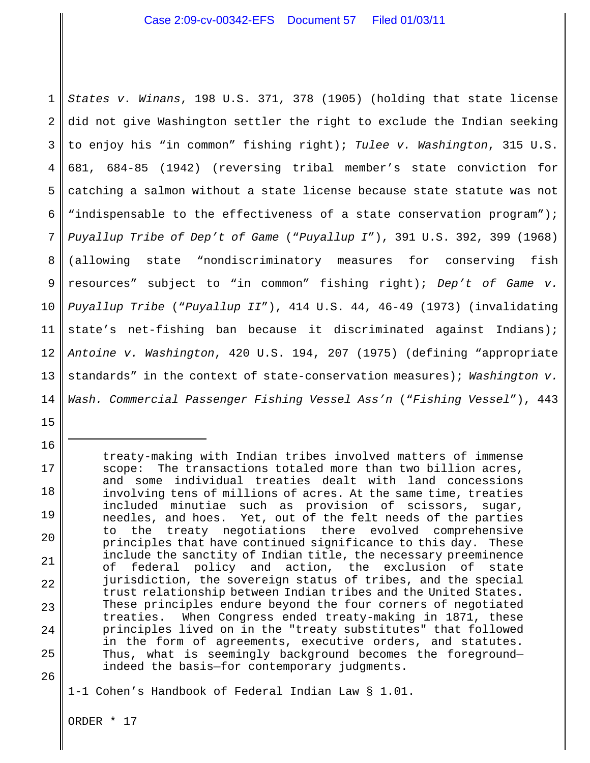*States v. Winans*, 198 U.S. 371, 378 (1905) (holding that state license did not give Washington settler the right to exclude the Indian seeking to enjoy his "in common" fishing right); *Tulee v. Washington*, 315 U.S. 681, 684-85 (1942) (reversing tribal member's state conviction for catching a salmon without a state license because state statute was not "indispensable to the effectiveness of a state conservation program"); *Puyallup Tribe of Dep't of Game* ("*Puyallup I*"), 391 U.S. 392, 399 (1968) (allowing state "nondiscriminatory measures for conserving fish resources" subject to "in common" fishing right); *Dep't of Game v. Puyallup Tribe* ("*Puyallup II*"), 414 U.S. 44, 46-49 (1973) (invalidating state's net-fishing ban because it discriminated against Indians); *Antoine v. Washington*, 420 U.S. 194, 207 (1975) (defining "appropriate standards" in the context of state-conservation measures); *Washington v. Wash. Commercial Passenger Fishing Vessel Ass'n* ("*Fishing Vessel*"), 443

---

> treaty-making with Indian tribes involved matters of immense scope: The transactions totaled more than two billion acres, and some individual treaties dealt with land concessions involving tens of millions of acres. At the same time, treaties included minutiae such as provision of scissors, sugar, needles, and hoes. Yet, out of the felt needs of the parties to the treaty negotiations there evolved comprehensive principles that have continued significance to this day. These include the sanctity of Indian title, the necessary preeminence of federal policy and action, the exclusion of state jurisdiction, the sovereign status of tribes, and the special trust relationship between Indian tribes and the United States. These principles endure beyond the four corners of negotiated treaties. When Congress ended treaty-making in 1871, these principles lived on in the "treaty substitutes" that followed in the form of agreements, executive orders, and statutes. Thus, what is seemingly background becomes the foreground—indeed the basis—for contemporary judgments.

1-1 Cohen's Handbook of Federal Indian Law § 1.01.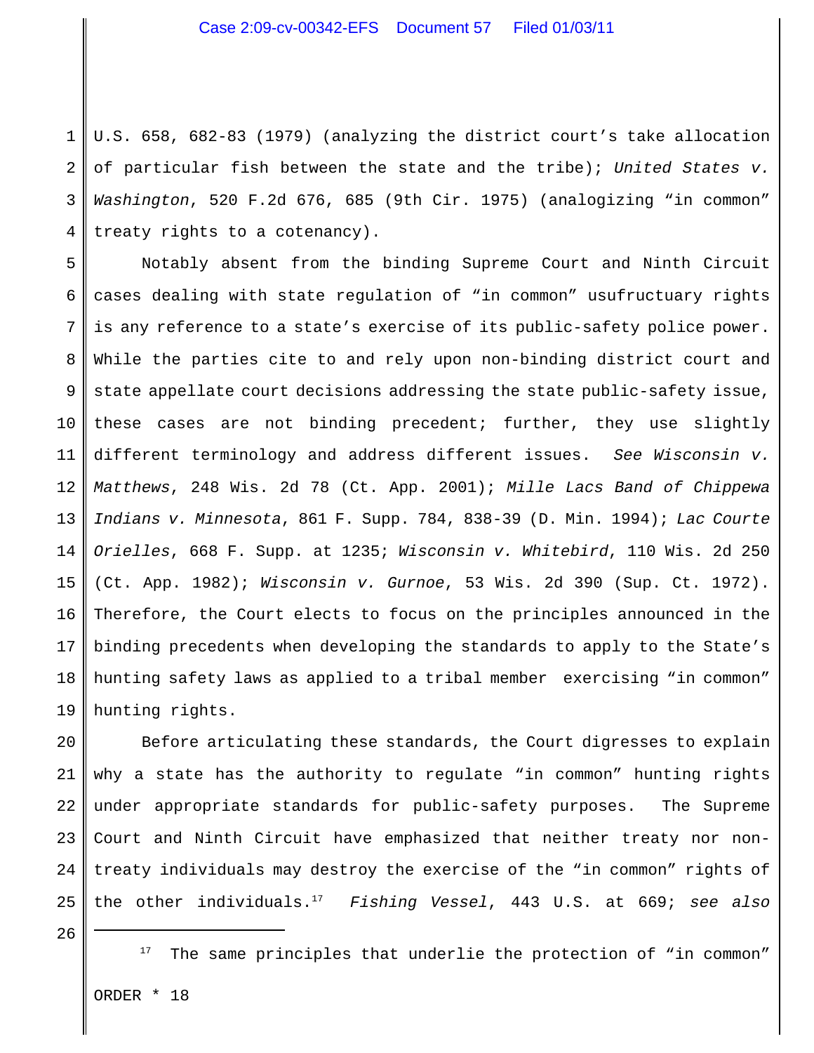U.S. 658, 682-83 (1979) (analyzing the district court's take allocation of particular fish between the state and the tribe); *United States v. Washington*, 520 F.2d 676, 685 (9th Cir. 1975) (analogizing "in common" treaty rights to a cotenancy).

Notably absent from the binding Supreme Court and Ninth Circuit cases dealing with state regulation of "in common" usufructuary rights is any reference to a state's exercise of its public-safety police power. While the parties cite to and rely upon non-binding district court and state appellate court decisions addressing the state public-safety issue, these cases are not binding precedent; further, they use slightly different terminology and address different issues. *See Wisconsin v. Matthews*, 248 Wis. 2d 78 (Ct. App. 2001); *Mille Lacs Band of Chippewa Indians v. Minnesota*, 861 F. Supp. 784, 838-39 (D. Min. 1994); *Lac Courte Orielles*, 668 F. Supp. at 1235; *Wisconsin v. Whitebird*, 110 Wis. 2d 250 (Ct. App. 1982); *Wisconsin v. Gurnoe*, 53 Wis. 2d 390 (Sup. Ct. 1972). Therefore, the Court elects to focus on the principles announced in the binding precedents when developing the standards to apply to the State's hunting safety laws as applied to a tribal member exercising "in common" hunting rights.

Before articulating these standards, the Court digresses to explain why a state has the authority to regulate "in common" hunting rights under appropriate standards for public-safety purposes. The Supreme Court and Ninth Circuit have emphasized that neither treaty nor non-treaty individuals may destroy the exercise of the "in common" rights of the other individuals.[17] *Fishing Vessel*, 443 U.S. at 669; *see also*

---

[17] The same principles that underlie the protection of "in common"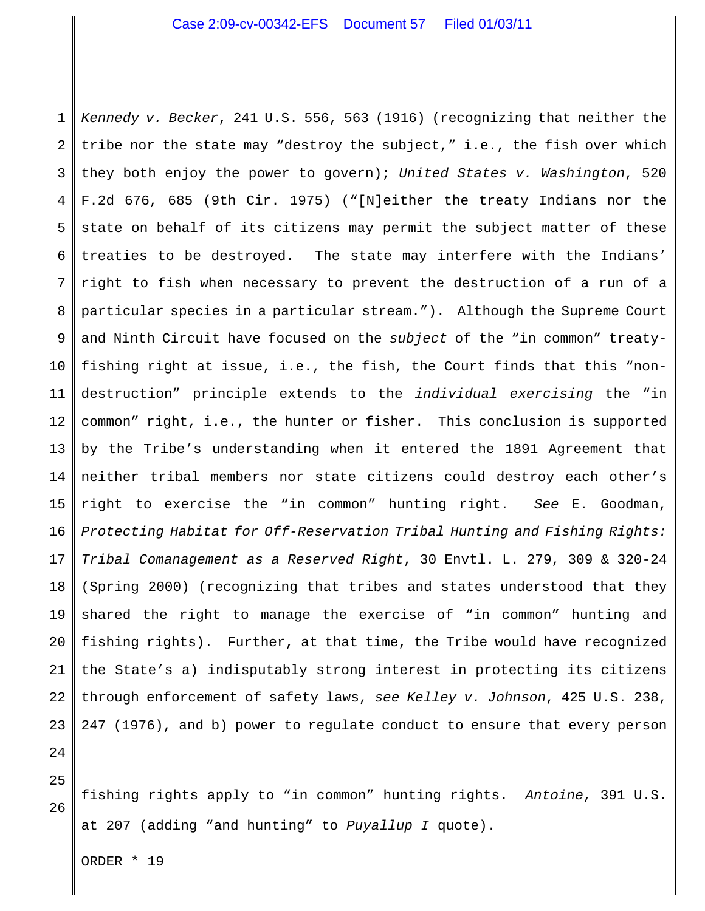*Kennedy v. Becker*, 241 U.S. 556, 563 (1916) (recognizing that neither the tribe nor the state may "destroy the subject," i.e., the fish over which they both enjoy the power to govern); *United States v. Washington*, 520 F.2d 676, 685 (9th Cir. 1975) ("[N]either the treaty Indians nor the state on behalf of its citizens may permit the subject matter of these treaties to be destroyed. The state may interfere with the Indians' right to fish when necessary to prevent the destruction of a run of a particular species in a particular stream."). Although the Supreme Court and Ninth Circuit have focused on the *subject* of the "in common" treaty-fishing right at issue, i.e., the fish, the Court finds that this "non-destruction" principle extends to the *individual exercising* the "in common" right, i.e., the hunter or fisher. This conclusion is supported by the Tribe's understanding when it entered the 1891 Agreement that neither tribal members nor state citizens could destroy each other's right to exercise the "in common" hunting right. *See* E. Goodman, *Protecting Habitat for Off-Reservation Tribal Hunting and Fishing Rights: Tribal Comanagement as a Reserved Right*, 30 Envtl. L. 279, 309 & 320-24 (Spring 2000) (recognizing that tribes and states understood that they shared the right to manage the exercise of "in common" hunting and fishing rights). Further, at that time, the Tribe would have recognized the State's a) indisputably strong interest in protecting its citizens through enforcement of safety laws, *see Kelley v. Johnson*, 425 U.S. 238, 247 (1976), and b) power to regulate conduct to ensure that every person

---

fishing rights apply to "in common" hunting rights. *Antoine*, 391 U.S. at 207 (adding "and hunting" to *Puyallup I* quote).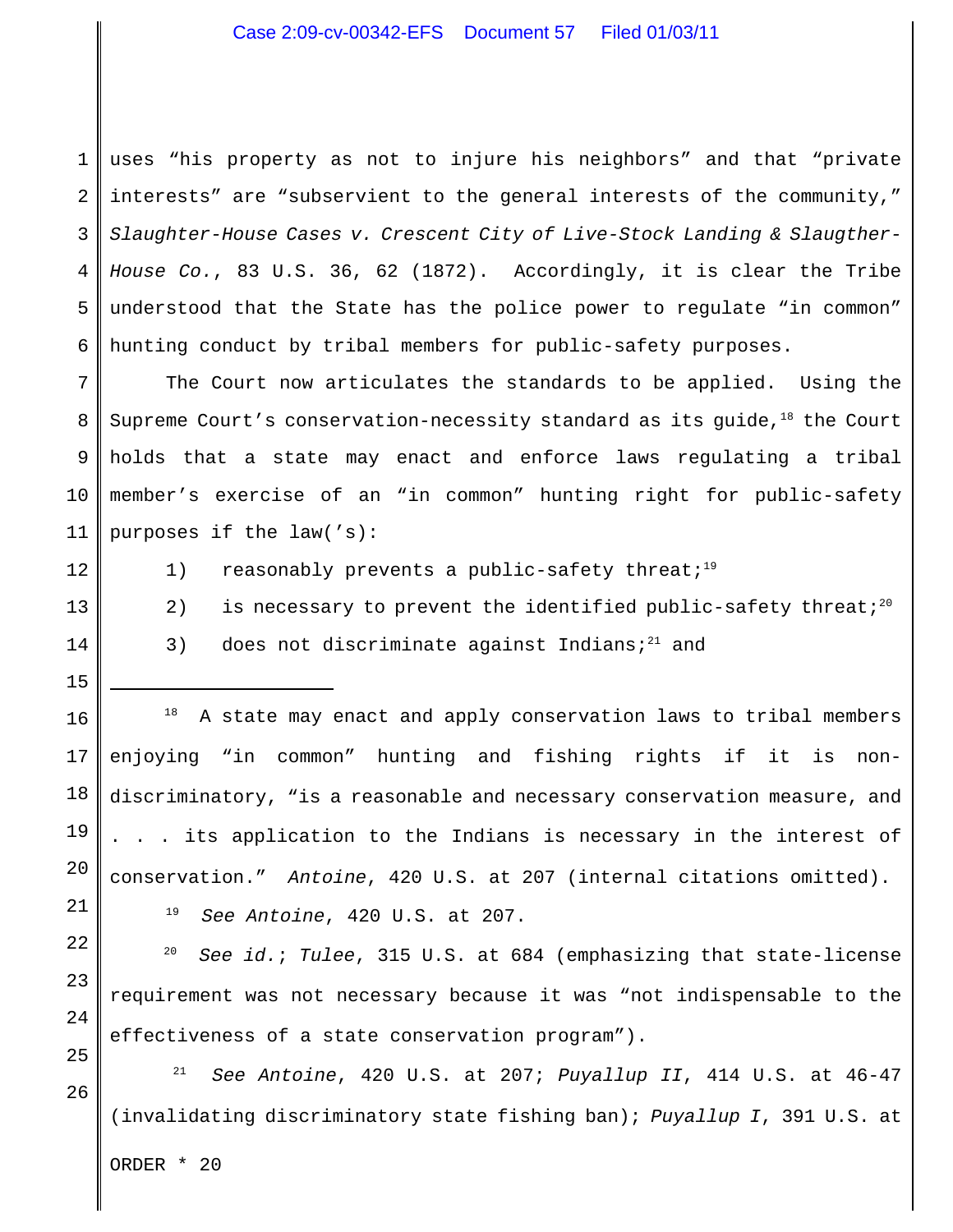uses "his property as not to injure his neighbors" and that "private interests" are "subservient to the general interests of the community," *Slaughter-House Cases v. Crescent City of Live-Stock Landing & Slaugther-House Co.*, 83 U.S. 36, 62 (1872). Accordingly, it is clear the Tribe understood that the State has the police power to regulate "in common" hunting conduct by tribal members for public-safety purposes.

The Court now articulates the standards to be applied. Using the Supreme Court's conservation-necessity standard as its guide,[18] the Court holds that a state may enact and enforce laws regulating a tribal member's exercise of an "in common" hunting right for public-safety purposes if the law('s):

1) reasonably prevents a public-safety threat;[19]
2) is necessary to prevent the identified public-safety threat;[20]
3) does not discriminate against Indians;[21] and

---

[18] A state may enact and apply conservation laws to tribal members enjoying "in common" hunting and fishing rights if it is non-discriminatory, "is a reasonable and necessary conservation measure, and . . . its application to the Indians is necessary in the interest of conservation." *Antoine*, 420 U.S. at 207 (internal citations omitted).

[19] *See Antoine*, 420 U.S. at 207.

[20] *See id.*; *Tulee*, 315 U.S. at 684 (emphasizing that state-license requirement was not necessary because it was "not indispensable to the effectiveness of a state conservation program").

[21] *See Antoine*, 420 U.S. at 207; *Puyallup II*, 414 U.S. at 46-47 (invalidating discriminatory state fishing ban); *Puyallup I*, 391 U.S. at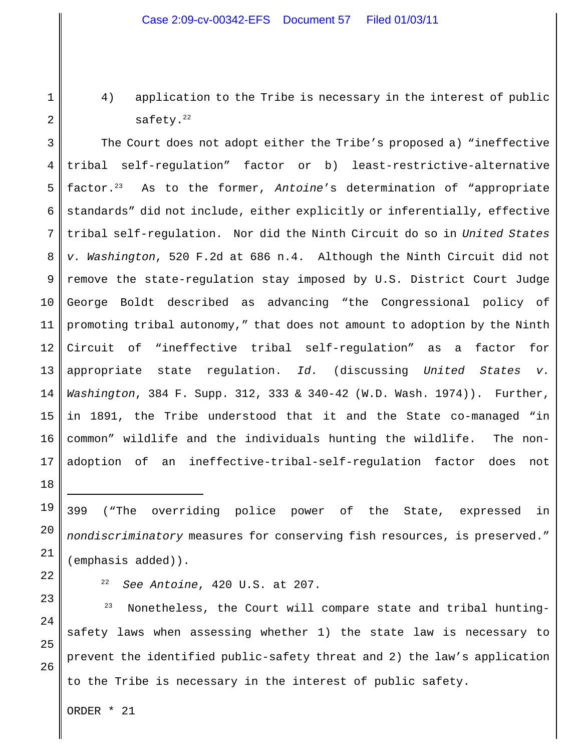4) application to the Tribe is necessary in the interest of public safety.[22]

The Court does not adopt either the Tribe's proposed a) "ineffective tribal self-regulation" factor or b) least-restrictive-alternative factor.[23] As to the former, *Antoine*'s determination of "appropriate standards" did not include, either explicitly or inferentially, effective tribal self-regulation. Nor did the Ninth Circuit do so in *United States v. Washington*, 520 F.2d at 686 n.4. Although the Ninth Circuit did not remove the state-regulation stay imposed by U.S. District Court Judge George Boldt described as advancing "the Congressional policy of promoting tribal autonomy," that does not amount to adoption by the Ninth Circuit of "ineffective tribal self-regulation" as a factor for appropriate state regulation. *Id.* (discussing *United States v. Washington*, 384 F. Supp. 312, 333 & 340-42 (W.D. Wash. 1974)). Further, in 1891, the Tribe understood that it and the State co-managed "in common" wildlife and the individuals hunting the wildlife. The non-adoption of an ineffective-tribal-self-regulation factor does not

---

399 ("The overriding police power of the State, expressed in *nondiscriminatory* measures for conserving fish resources, is preserved." (emphasis added)).

[22] *See Antoine*, 420 U.S. at 207.

[23] Nonetheless, the Court will compare state and tribal hunting-safety laws when assessing whether 1) the state law is necessary to prevent the identified public-safety threat and 2) the law's application to the Tribe is necessary in the interest of public safety.

ORDER * 21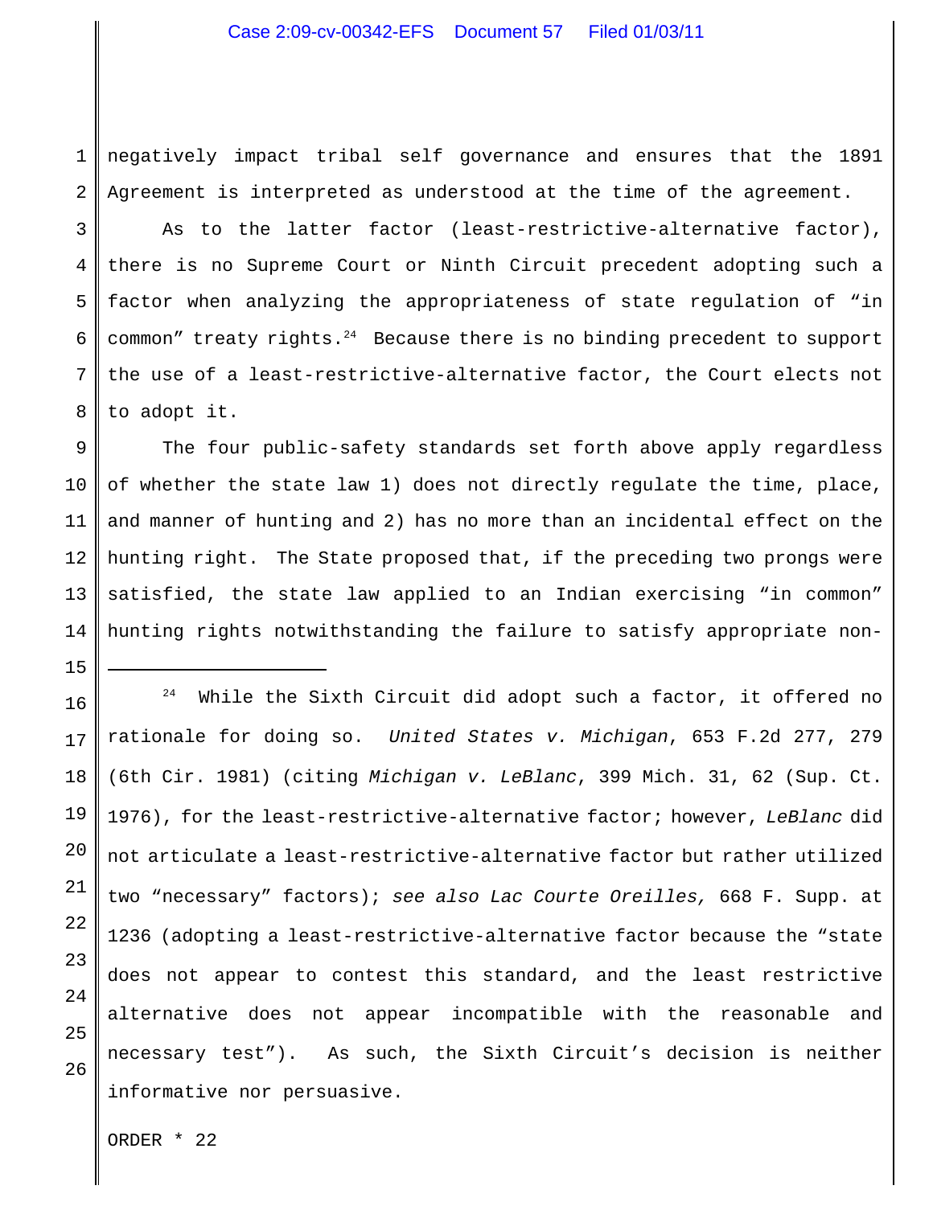negatively impact tribal self governance and ensures that the 1891 Agreement is interpreted as understood at the time of the agreement.

As to the latter factor (least-restrictive-alternative factor), there is no Supreme Court or Ninth Circuit precedent adopting such a factor when analyzing the appropriateness of state regulation of "in common" treaty rights.[24] Because there is no binding precedent to support the use of a least-restrictive-alternative factor, the Court elects not to adopt it.

The four public-safety standards set forth above apply regardless of whether the state law 1) does not directly regulate the time, place, and manner of hunting and 2) has no more than an incidental effect on the hunting right. The State proposed that, if the preceding two prongs were satisfied, the state law applied to an Indian exercising "in common" hunting rights notwithstanding the failure to satisfy appropriate non-

---

[24] While the Sixth Circuit did adopt such a factor, it offered no rationale for doing so. *United States v. Michigan*, 653 F.2d 277, 279 (6th Cir. 1981) (citing *Michigan v. LeBlanc*, 399 Mich. 31, 62 (Sup. Ct. 1976), for the least-restrictive-alternative factor; however, *LeBlanc* did not articulate a least-restrictive-alternative factor but rather utilized two "necessary" factors); *see also Lac Courte Oreilles,* 668 F. Supp. at 1236 (adopting a least-restrictive-alternative factor because the "state does not appear to contest this standard, and the least restrictive alternative does not appear incompatible with the reasonable and necessary test"). As such, the Sixth Circuit's decision is neither informative nor persuasive.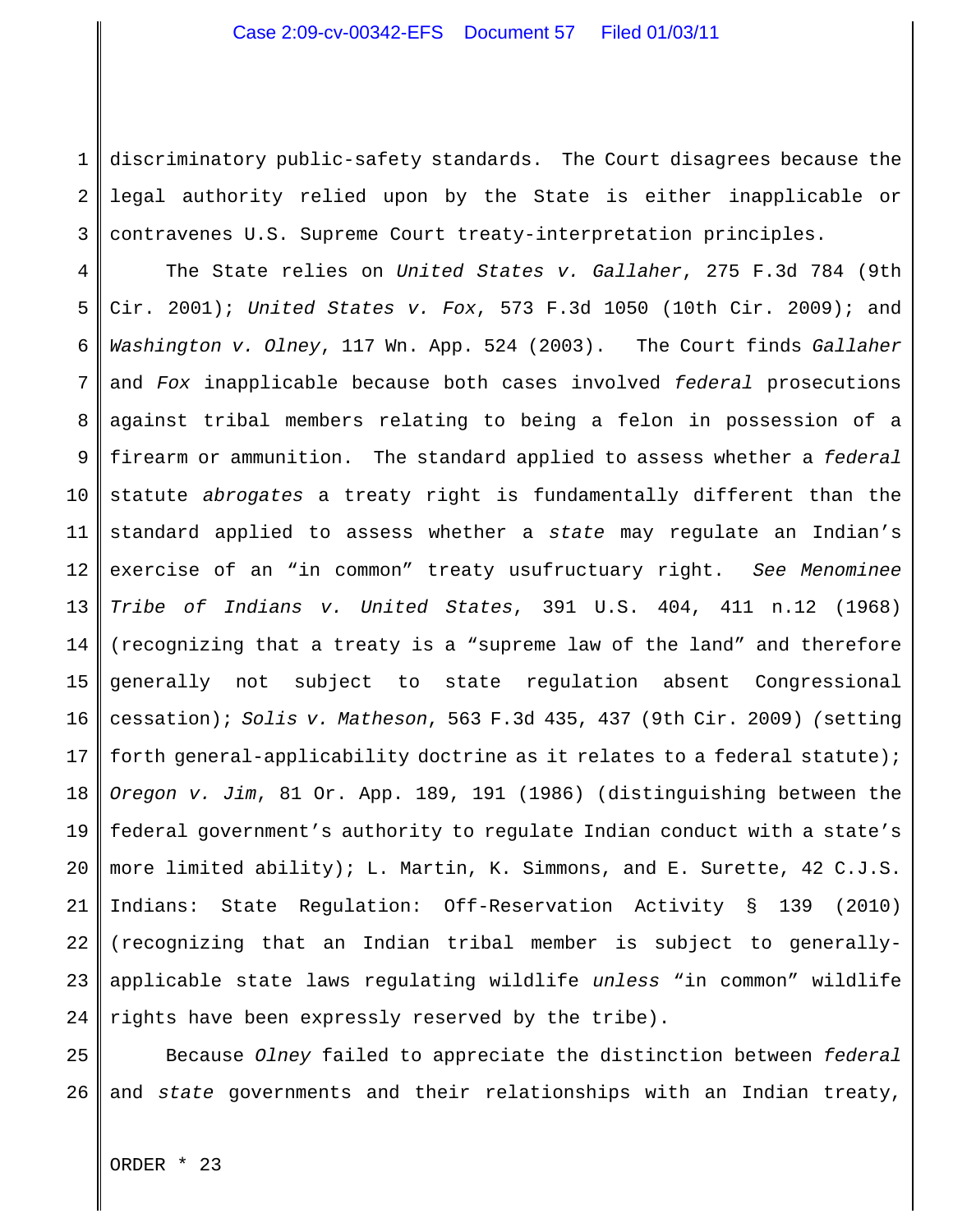discriminatory public-safety standards. The Court disagrees because the legal authority relied upon by the State is either inapplicable or contravenes U.S. Supreme Court treaty-interpretation principles.

The State relies on *United States v. Gallaher*, 275 F.3d 784 (9th Cir. 2001); *United States v. Fox*, 573 F.3d 1050 (10th Cir. 2009); and *Washington v. Olney*, 117 Wn. App. 524 (2003). The Court finds *Gallaher* and *Fox* inapplicable because both cases involved *federal* prosecutions against tribal members relating to being a felon in possession of a firearm or ammunition. The standard applied to assess whether a *federal* statute *abrogates* a treaty right is fundamentally different than the standard applied to assess whether a *state* may regulate an Indian's exercise of an "in common" treaty usufructuary right. *See Menominee Tribe of Indians v. United States*, 391 U.S. 404, 411 n.12 (1968) (recognizing that a treaty is a "supreme law of the land" and therefore generally not subject to state regulation absent Congressional cessation); *Solis v. Matheson*, 563 F.3d 435, 437 (9th Cir. 2009) (setting forth general-applicability doctrine as it relates to a federal statute); *Oregon v. Jim*, 81 Or. App. 189, 191 (1986) (distinguishing between the federal government's authority to regulate Indian conduct with a state's more limited ability); L. Martin, K. Simmons, and E. Surette, 42 C.J.S. Indians: State Regulation: Off-Reservation Activity § 139 (2010) (recognizing that an Indian tribal member is subject to generally-applicable state laws regulating wildlife *unless* "in common" wildlife rights have been expressly reserved by the tribe).

Because *Olney* failed to appreciate the distinction between *federal* and *state* governments and their relationships with an Indian treaty,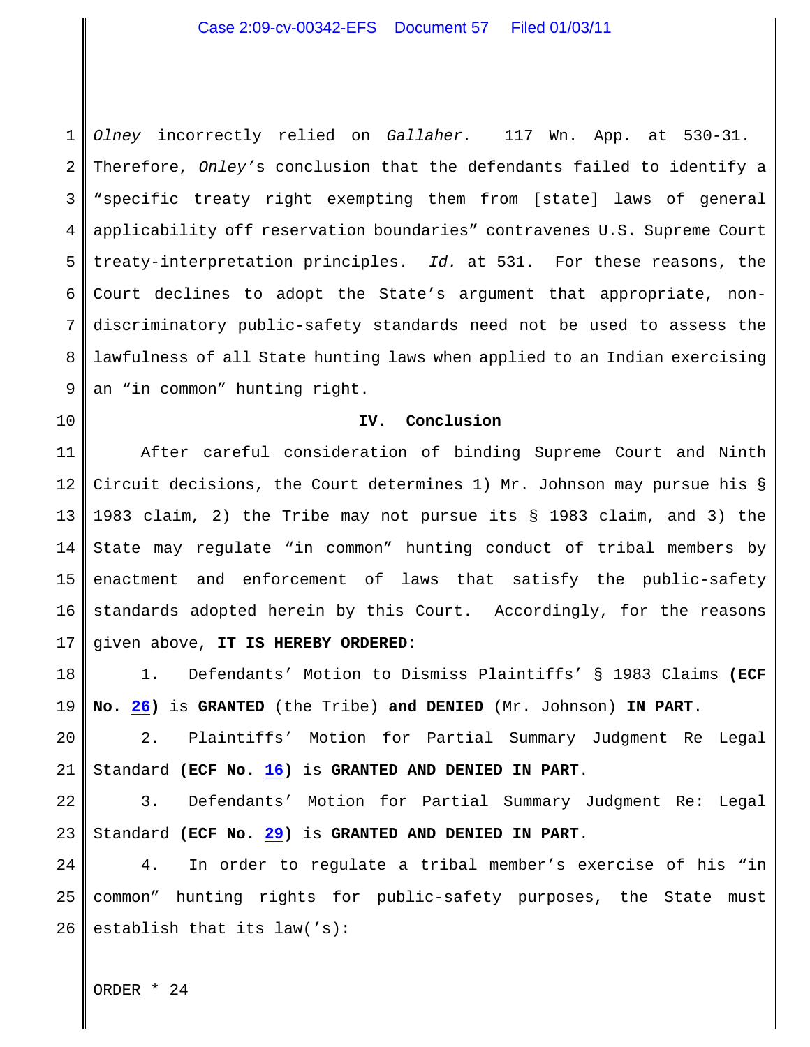*Olney* incorrectly relied on *Gallaher.* 117 Wn. App. at 530-31. Therefore, *Onley's* conclusion that the defendants failed to identify a "specific treaty right exempting them from [state] laws of general applicability off reservation boundaries" contravenes U.S. Supreme Court treaty-interpretation principles. *Id.* at 531. For these reasons, the Court declines to adopt the State's argument that appropriate, non-discriminatory public-safety standards need not be used to assess the lawfulness of all State hunting laws when applied to an Indian exercising an "in common" hunting right.

## IV. Conclusion

After careful consideration of binding Supreme Court and Ninth Circuit decisions, the Court determines 1) Mr. Johnson may pursue his § 1983 claim, 2) the Tribe may not pursue its § 1983 claim, and 3) the State may regulate "in common" hunting conduct of tribal members by enactment and enforcement of laws that satisfy the public-safety standards adopted herein by this Court. Accordingly, for the reasons given above, **IT IS HEREBY ORDERED:**

1. Defendants' Motion to Dismiss Plaintiffs' § 1983 Claims **(ECF No. 26)** is **GRANTED** (the Tribe) **and DENIED** (Mr. Johnson) **IN PART**.

2. Plaintiffs' Motion for Partial Summary Judgment Re Legal Standard **(ECF No. 16)** is **GRANTED AND DENIED IN PART**.

3. Defendants' Motion for Partial Summary Judgment Re: Legal Standard **(ECF No. 29)** is **GRANTED AND DENIED IN PART**.

4. In order to regulate a tribal member's exercise of his "in common" hunting rights for public-safety purposes, the State must establish that its law('s):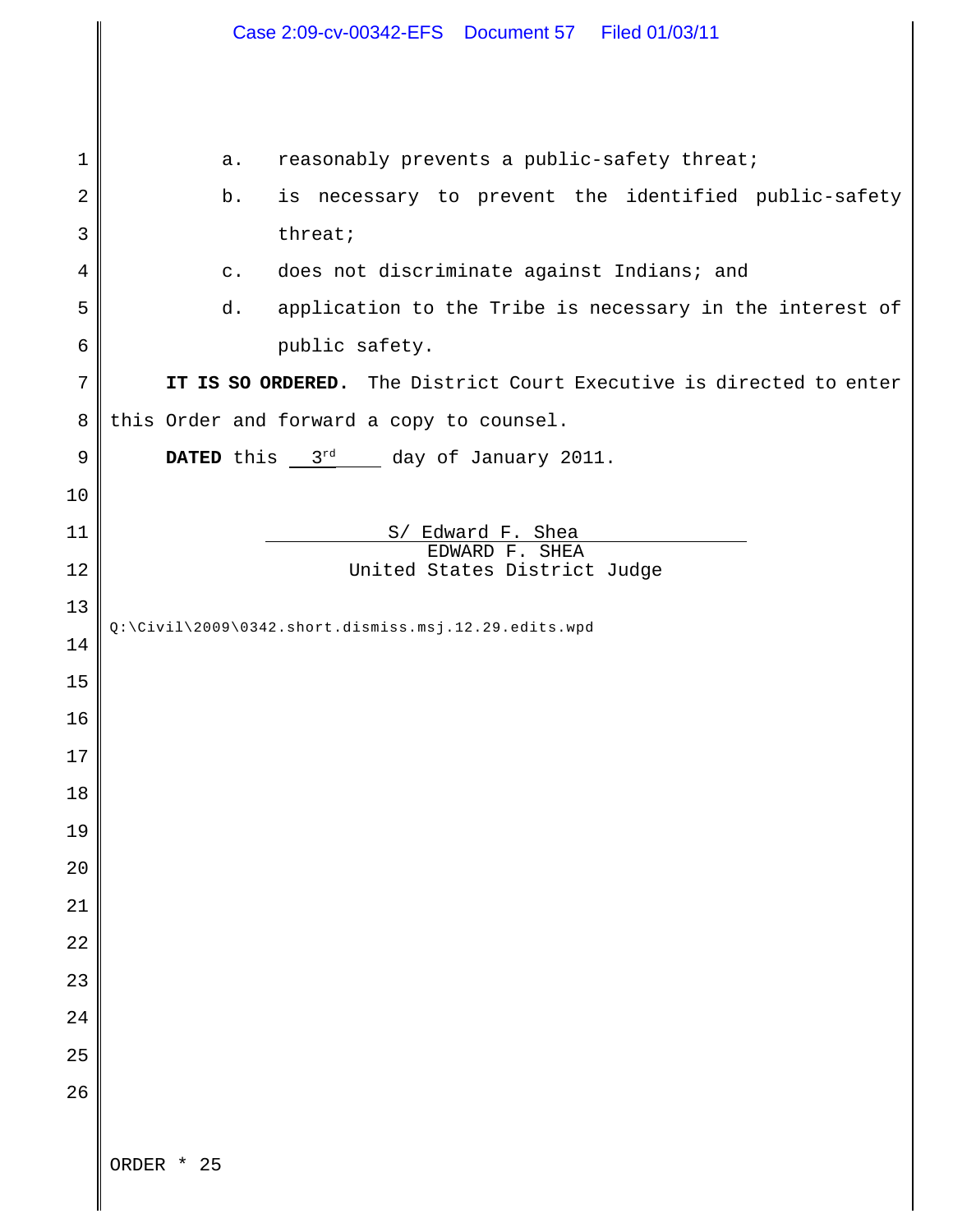a. reasonably prevents a public-safety threat;

b. is necessary to prevent the identified public-safety threat;

c. does not discriminate against Indians; and

d. application to the Tribe is necessary in the interest of public safety.

**IT IS SO ORDERED.** The District Court Executive is directed to enter this Order and forward a copy to counsel.

**DATED** this 3rd day of January 2011.

S/ Edward F. Shea
EDWARD F. SHEA
United States District Judge

Q:\Civil\2009\0342.short.dismiss.msj.12.29.edits.wpd